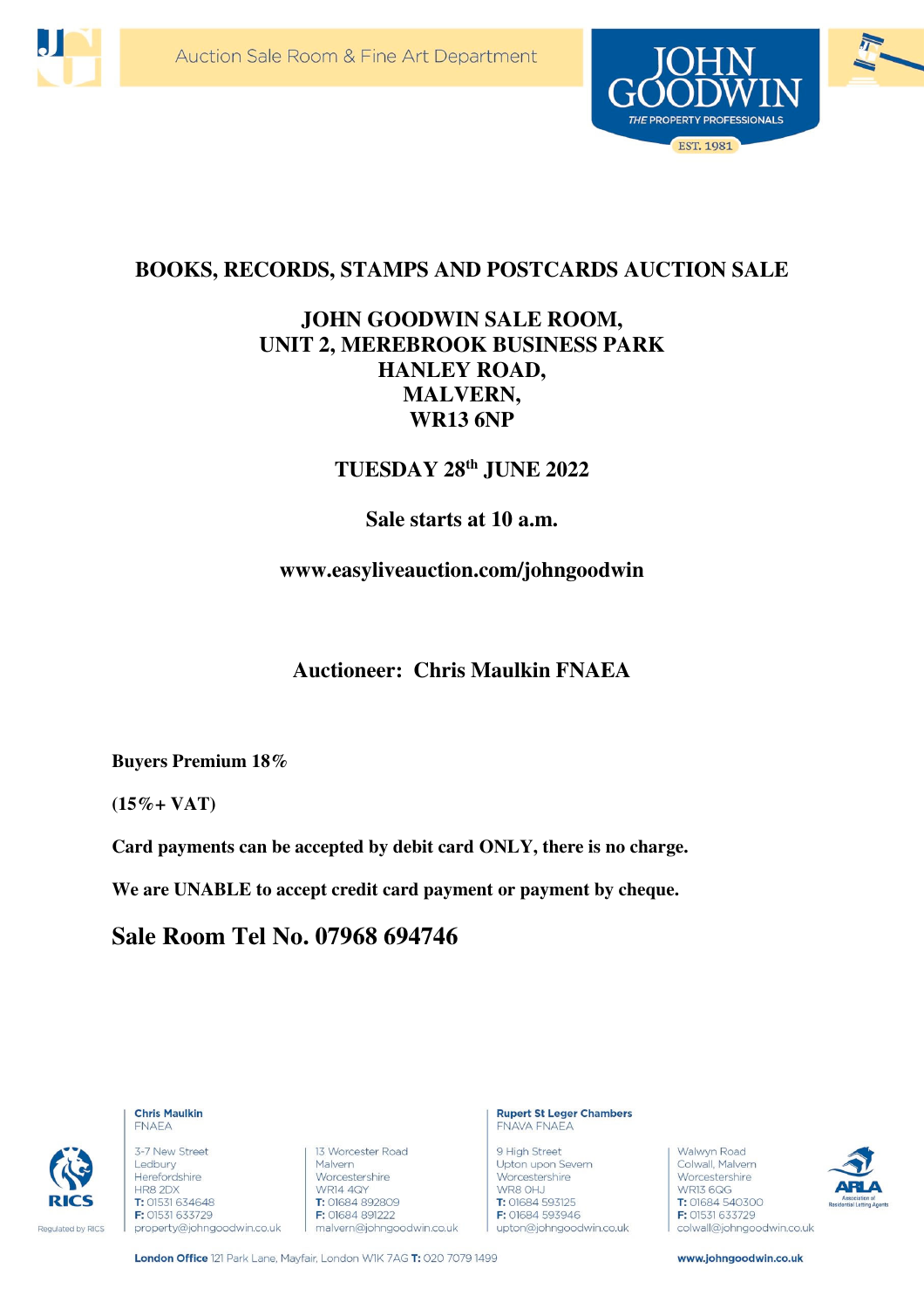Auction Sale Room & Fine Art Department

JOHN GOODWIN
THE PROPERTY PROFESSIONALS
EST. 1981

# BOOKS, RECORDS, STAMPS AND POSTCARDS AUCTION SALE

## JOHN GOODWIN SALE ROOM,
## UNIT 2, MEREBROOK BUSINESS PARK
## HANLEY ROAD,
## MALVERN,
## WR13 6NP

## TUESDAY 28th JUNE 2022

**Sale starts at 10 a.m.**

**www.easyliveauction.com/johngoodwin**

**Auctioneer: Chris Maulkin FNAEA**

**Buyers Premium 18%**

**(15%+ VAT)**

**Card payments can be accepted by debit card ONLY, there is no charge.**

**We are UNABLE to accept credit card payment or payment by cheque.**

## Sale Room Tel No. 07968 694746

**Chris Maulkin**
FNAEA

3-7 New Street
Ledbury
Herefordshire
HR8 2DX
**T:** 01531 634648
**F:** 01531 633729
property@johngoodwin.co.uk

13 Worcester Road
Malvern
Worcestershire
WR14 4QY
**T:** 01684 892809
**F:** 01684 891222
malvern@johngoodwin.co.uk

**Rupert St Leger Chambers**
FNAVA FNAEA

9 High Street
Upton upon Severn
Worcestershire
WR8 0HJ
**T:** 01684 593125
**F:** 01684 593946
upton@johngoodwin.co.uk

Walwyn Road
Colwall, Malvern
Worcestershire
WR13 6QG
**T:** 01684 540300
**F:** 01531 633729
colwall@johngoodwin.co.uk

Regulated by RICS

**London Office** 121 Park Lane, Mayfair, London W1K 7AG **T:** 020 7079 1499

**www.johngoodwin.co.uk**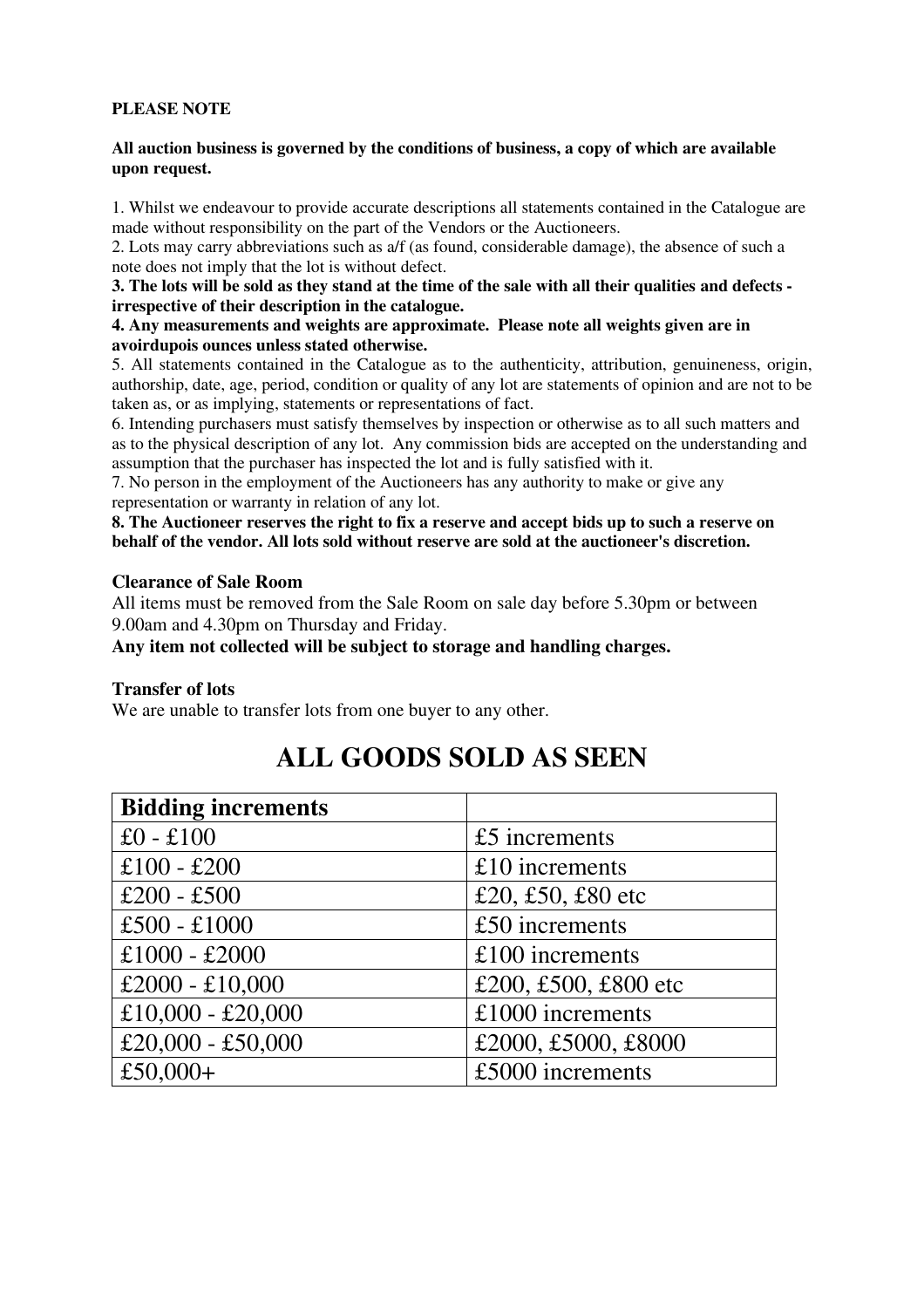**PLEASE NOTE**

**All auction business is governed by the conditions of business, a copy of which are available upon request.**

1. Whilst we endeavour to provide accurate descriptions all statements contained in the Catalogue are made without responsibility on the part of the Vendors or the Auctioneers.
2. Lots may carry abbreviations such as a/f (as found, considerable damage), the absence of such a note does not imply that the lot is without defect.
3. **The lots will be sold as they stand at the time of the sale with all their qualities and defects - irrespective of their description in the catalogue.**
4. **Any measurements and weights are approximate. Please note all weights given are in avoirdupois ounces unless stated otherwise.**
5. All statements contained in the Catalogue as to the authenticity, attribution, genuineness, origin, authorship, date, age, period, condition or quality of any lot are statements of opinion and are not to be taken as, or as implying, statements or representations of fact.
6. Intending purchasers must satisfy themselves by inspection or otherwise as to all such matters and as to the physical description of any lot. Any commission bids are accepted on the understanding and assumption that the purchaser has inspected the lot and is fully satisfied with it.
7. No person in the employment of the Auctioneers has any authority to make or give any representation or warranty in relation of any lot.
8. **The Auctioneer reserves the right to fix a reserve and accept bids up to such a reserve on behalf of the vendor. All lots sold without reserve are sold at the auctioneer's discretion.**

**Clearance of Sale Room**

All items must be removed from the Sale Room on sale day before 5.30pm or between 9.00am and 4.30pm on Thursday and Friday.

**Any item not collected will be subject to storage and handling charges.**

**Transfer of lots**

We are unable to transfer lots from one buyer to any other.

# ALL GOODS SOLD AS SEEN

| **Bidding increments** | |
|---|---|
| £0 - £100 | £5 increments |
| £100 - £200 | £10 increments |
| £200 - £500 | £20, £50, £80 etc |
| £500 - £1000 | £50 increments |
| £1000 - £2000 | £100 increments |
| £2000 - £10,000 | £200, £500, £800 etc |
| £10,000 - £20,000 | £1000 increments |
| £20,000 - £50,000 | £2000, £5000, £8000 |
| £50,000+ | £5000 increments |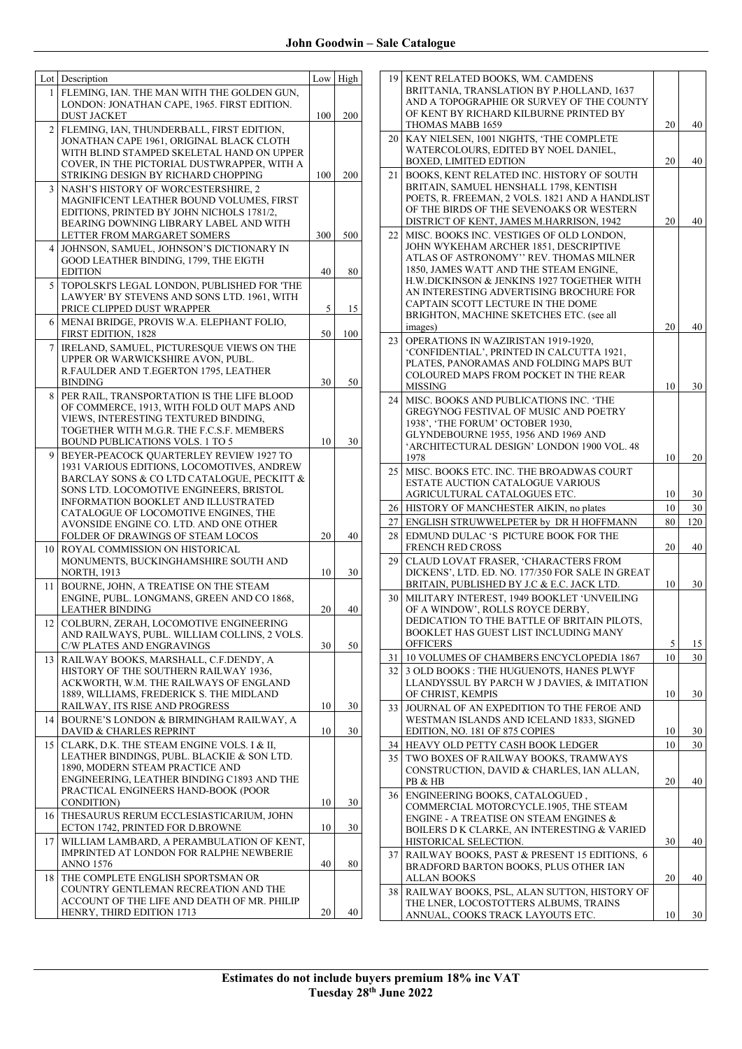| Lot | Description | Low | High |
|---|---|---|---|
| 1 | FLEMING, IAN. THE MAN WITH THE GOLDEN GUN, LONDON: JONATHAN CAPE, 1965. FIRST EDITION. DUST JACKET | 100 | 200 |
| 2 | FLEMING, IAN, THUNDERBALL, FIRST EDITION, JONATHAN CAPE 1961, ORIGINAL BLACK CLOTH WITH BLIND STAMPED SKELETAL HAND ON UPPER COVER, IN THE PICTORIAL DUSTWRAPPER, WITH A STRIKING DESIGN BY RICHARD CHOPPING | 100 | 200 |
| 3 | NASH'S HISTORY OF WORCESTERSHIRE, 2 MAGNIFICENT LEATHER BOUND VOLUMES, FIRST EDITIONS, PRINTED BY JOHN NICHOLS 1781/2, BEARING DOWNING LIBRARY LABEL AND WITH LETTER FROM MARGARET SOMERS | 300 | 500 |
| 4 | JOHNSON, SAMUEL, JOHNSON'S DICTIONARY IN GOOD LEATHER BINDING, 1799, THE EIGTH EDITION | 40 | 80 |
| 5 | TOPOLSKI'S LEGAL LONDON, PUBLISHED FOR 'THE LAWYER' BY STEVENS AND SONS LTD. 1961, WITH PRICE CLIPPED DUST WRAPPER | 5 | 15 |
| 6 | MENAI BRIDGE, PROVIS W.A. ELEPHANT FOLIO, FIRST EDITION, 1828 | 50 | 100 |
| 7 | IRELAND, SAMUEL, PICTURESQUE VIEWS ON THE UPPER OR WARWICKSHIRE AVON, PUBL. R.FAULDER AND T.EGERTON 1795, LEATHER BINDING | 30 | 50 |
| 8 | PER RAIL, TRANSPORTATION IS THE LIFE BLOOD OF COMMERCE, 1913, WITH FOLD OUT MAPS AND VIEWS, INTERESTING TEXTURED BINDING, TOGETHER WITH M.G.R. THE F.C.S.F. MEMBERS BOUND PUBLICATIONS VOLS. 1 TO 5 | 10 | 30 |
| 9 | BEYER-PEACOCK QUARTERLEY REVIEW 1927 TO 1931 VARIOUS EDITIONS, LOCOMOTIVES, ANDREW BARCLAY SONS & CO LTD CATALOGUE, PECKITT & SONS LTD. LOCOMOTIVE ENGINEERS, BRISTOL INFORMATION BOOKLET AND ILLUSTRATED CATALOGUE OF LOCOMOTIVE ENGINES, THE AVONSIDE ENGINE CO. LTD. AND ONE OTHER FOLDER OF DRAWINGS OF STEAM LOCOS | 20 | 40 |
| 10 | ROYAL COMMISSION ON HISTORICAL MONUMENTS, BUCKINGHAMSHIRE SOUTH AND NORTH, 1913 | 10 | 30 |
| 11 | BOURNE, JOHN, A TREATISE ON THE STEAM ENGINE, PUBL. LONGMANS, GREEN AND CO 1868, LEATHER BINDING | 20 | 40 |
| 12 | COLBURN, ZERAH, LOCOMOTIVE ENGINEERING AND RAILWAYS, PUBL. WILLIAM COLLINS, 2 VOLS. C/W PLATES AND ENGRAVINGS | 30 | 50 |
| 13 | RAILWAY BOOKS, MARSHALL, C.F.DENDY, A HISTORY OF THE SOUTHERN RAILWAY 1936, ACKWORTH, W.M. THE RAILWAYS OF ENGLAND 1889, WILLIAMS, FREDERICK S. THE MIDLAND RAILWAY, ITS RISE AND PROGRESS | 10 | 30 |
| 14 | BOURNE'S LONDON & BIRMINGHAM RAILWAY, A DAVID & CHARLES REPRINT | 10 | 30 |
| 15 | CLARK, D.K. THE STEAM ENGINE VOLS. I & II, LEATHER BINDINGS, PUBL. BLACKIE & SON LTD. 1890, MODERN STEAM PRACTICE AND ENGINEERING, LEATHER BINDING C1893 AND THE PRACTICAL ENGINEERS HAND-BOOK (POOR CONDITION) | 10 | 30 |
| 16 | THESAURUS RERUM ECCLESIASTICARIUM, JOHN ECTON 1742, PRINTED FOR D.BROWNE | 10 | 30 |
| 17 | WILLIAM LAMBARD, A PERAMBULATION OF KENT, IMPRINTED AT LONDON FOR RALPHE NEWBERIE ANNO 1576 | 40 | 80 |
| 18 | THE COMPLETE ENGLISH SPORTSMAN OR COUNTRY GENTLEMAN RECREATION AND THE ACCOUNT OF THE LIFE AND DEATH OF MR. PHILIP HENRY, THIRD EDITION 1713 | 20 | 40 |
| 19 | KENT RELATED BOOKS, WM. CAMDENS BRITTANIA, TRANSLATION BY P.HOLLAND, 1637 AND A TOPOGRAPHIE OR SURVEY OF THE COUNTY OF KENT BY RICHARD KILBURNE PRINTED BY THOMAS MABB 1659 | 20 | 40 |
| 20 | KAY NIELSEN, 1001 NIGHTS, 'THE COMPLETE WATERCOLOURS, EDITED BY NOEL DANIEL, BOXED, LIMITED EDTION | 20 | 40 |
| 21 | BOOKS, KENT RELATED INC. HISTORY OF SOUTH BRITAIN, SAMUEL HENSHALL 1798, KENTISH POETS, R. FREEMAN, 2 VOLS. 1821 AND A HANDLIST OF THE BIRDS OF THE SEVENOAKS OR WESTERN DISTRICT OF KENT, JAMES M.HARRISON, 1942 | 20 | 40 |
| 22 | MISC. BOOKS INC. VESTIGES OF OLD LONDON, JOHN WYKEHAM ARCHER 1851, DESCRIPTIVE ATLAS OF ASTRONOMY'' REV. THOMAS MILNER 1850, JAMES WATT AND THE STEAM ENGINE, H.W.DICKINSON & JENKINS 1927 TOGETHER WITH AN INTERESTING ADVERTISING BROCHURE FOR CAPTAIN SCOTT LECTURE IN THE DOME BRIGHTON, MACHINE SKETCHES ETC. (see all images) | 20 | 40 |
| 23 | OPERATIONS IN WAZIRISTAN 1919-1920, 'CONFIDENTIAL', PRINTED IN CALCUTTA 1921, PLATES, PANORAMAS AND FOLDING MAPS BUT COLOURED MAPS FROM POCKET IN THE REAR MISSING | 10 | 30 |
| 24 | MISC. BOOKS AND PUBLICATIONS INC. 'THE GREGYNOG FESTIVAL OF MUSIC AND POETRY 1938', 'THE FORUM' OCTOBER 1930, GLYNDEBOURNE 1955, 1956 AND 1969 AND 'ARCHITECTURAL DESIGN' LONDON 1900 VOL. 48 1978 | 10 | 20 |
| 25 | MISC. BOOKS ETC. INC. THE BROADWAS COURT ESTATE AUCTION CATALOGUE VARIOUS AGRICULTURAL CATALOGUES ETC. | 10 | 30 |
| 26 | HISTORY OF MANCHESTER AIKIN, no plates | 10 | 30 |
| 27 | ENGLISH STRUWWELPETER by DR H HOFFMANN | 80 | 120 |
| 28 | EDMUND DULAC 'S PICTURE BOOK FOR THE FRENCH RED CROSS | 20 | 40 |
| 29 | CLAUD LOVAT FRASER, 'CHARACTERS FROM DICKENS', LTD. ED. NO. 177/350 FOR SALE IN GREAT BRITAIN, PUBLISHED BY J.C & E.C. JACK LTD. | 10 | 30 |
| 30 | MILITARY INTEREST, 1949 BOOKLET 'UNVEILING OF A WINDOW', ROLLS ROYCE DERBY, DEDICATION TO THE BATTLE OF BRITAIN PILOTS, BOOKLET HAS GUEST LIST INCLUDING MANY OFFICERS | 5 | 15 |
| 31 | 10 VOLUMES OF CHAMBERS ENCYCLOPEDIA 1867 | 10 | 30 |
| 32 | 3 OLD BOOKS : THE HUGUENOTS, HANES PLWYF LLANDYSSUL BY PARCH W J DAVIES, & IMITATION OF CHRIST, KEMPIS | 10 | 30 |
| 33 | JOURNAL OF AN EXPEDITION TO THE FEROE AND WESTMAN ISLANDS AND ICELAND 1833, SIGNED EDITION, NO. 181 OF 875 COPIES | 10 | 30 |
| 34 | HEAVY OLD PETTY CASH BOOK LEDGER | 10 | 30 |
| 35 | TWO BOXES OF RAILWAY BOOKS, TRAMWAYS CONSTRUCTION, DAVID & CHARLES, IAN ALLAN, PB & HB | 20 | 40 |
| 36 | ENGINEERING BOOKS, CATALOGUED , COMMERCIAL MOTORCYCLE.1905, THE STEAM ENGINE - A TREATISE ON STEAM ENGINES & BOILERS D K CLARKE, AN INTERESTING & VARIED HISTORICAL SELECTION. | 30 | 40 |
| 37 | RAILWAY BOOKS, PAST & PRESENT 15 EDITIONS, 6 BRADFORD BARTON BOOKS, PLUS OTHER IAN ALLAN BOOKS | 20 | 40 |
| 38 | RAILWAY BOOKS, PSL, ALAN SUTTON, HISTORY OF THE LNER, LOCOSTOTTERS ALBUMS, TRAINS ANNUAL, COOKS TRACK LAYOUTS ETC. | 10 | 30 |

**Estimates do not include buyers premium 18% inc VAT**
**Tuesday 28th June 2022**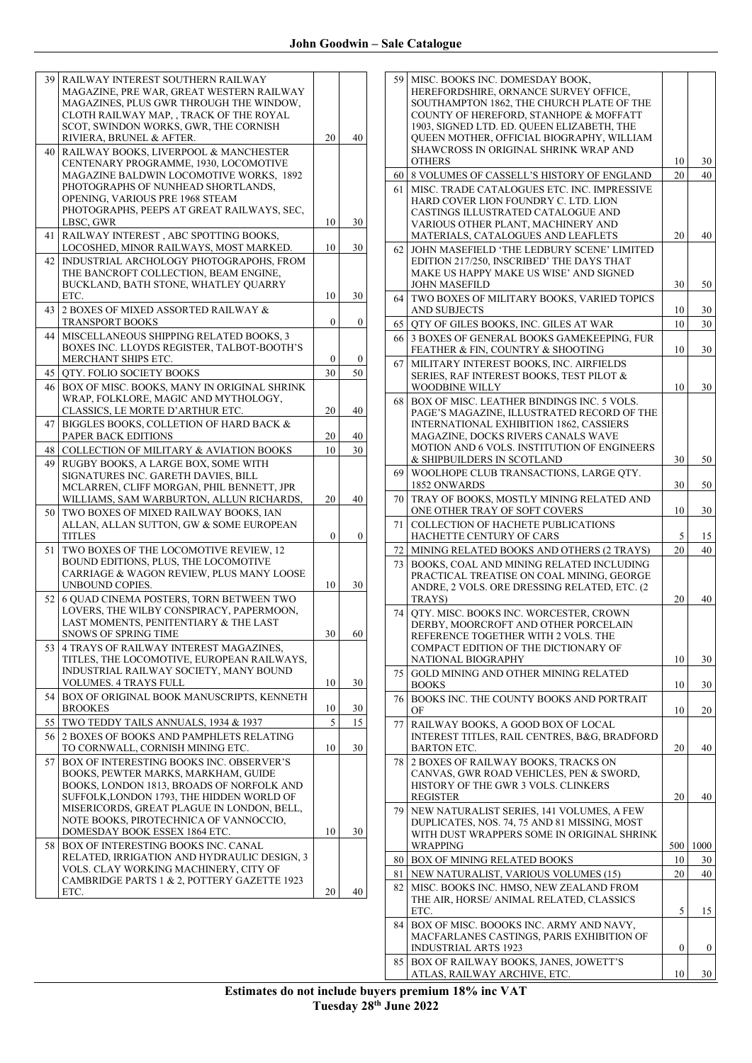| | | | |
|---|---|---|---|
| 39 | RAILWAY INTEREST SOUTHERN RAILWAY MAGAZINE, PRE WAR, GREAT WESTERN RAILWAY MAGAZINES, PLUS GWR THROUGH THE WINDOW, CLOTH RAILWAY MAP, , TRACK OF THE ROYAL SCOT, SWINDON WORKS, GWR, THE CORNISH RIVIERA, BRUNEL & AFTER. | 20 | 40 |
| 40 | RAILWAY BOOKS, LIVERPOOL & MANCHESTER CENTENARY PROGRAMME, 1930, LOCOMOTIVE MAGAZINE BALDWIN LOCOMOTIVE WORKS, 1892 PHOTOGRAPHS OF NUNHEAD SHORTLANDS, OPENING, VARIOUS PRE 1968 STEAM PHOTOGRAPHS, PEEPS AT GREAT RAILWAYS, SEC, LBSC, GWR | 10 | 30 |
| 41 | RAILWAY INTEREST , ABC SPOTTING BOOKS, LOCOSHED, MINOR RAILWAYS, MOST MARKED. | 10 | 30 |
| 42 | INDUSTRIAL ARCHOLOGY PHOTOGRAPOHS, FROM THE BANCROFT COLLECTION, BEAM ENGINE, BUCKLAND, BATH STONE, WHATLEY QUARRY ETC. | 10 | 30 |
| 43 | 2 BOXES OF MIXED ASSORTED RAILWAY & TRANSPORT BOOKS | 0 | 0 |
| 44 | MISCELLANEOUS SHIPPING RELATED BOOKS, 3 BOXES INC. LLOYDS REGISTER, TALBOT-BOOTH'S MERCHANT SHIPS ETC. | 0 | 0 |
| 45 | QTY. FOLIO SOCIETY BOOKS | 30 | 50 |
| 46 | BOX OF MISC. BOOKS, MANY IN ORIGINAL SHRINK WRAP, FOLKLORE, MAGIC AND MYTHOLOGY, CLASSICS, LE MORTE D'ARTHUR ETC. | 20 | 40 |
| 47 | BIGGLES BOOKS, COLLETION OF HARD BACK & PAPER BACK EDITIONS | 20 | 40 |
| 48 | COLLECTION OF MILITARY & AVIATION BOOKS | 10 | 30 |
| 49 | RUGBY BOOKS, A LARGE BOX, SOME WITH SIGNATURES INC. GARETH DAVIES, BILL MCLARREN, CLIFF MORGAN, PHIL BENNETT, JPR WILLIAMS, SAM WARBURTON, ALLUN RICHARDS, | 20 | 40 |
| 50 | TWO BOXES OF MIXED RAILWAY BOOKS, IAN ALLAN, ALLAN SUTTON, GW & SOME EUROPEAN TITLES | 0 | 0 |
| 51 | TWO BOXES OF THE LOCOMOTIVE REVIEW, 12 BOUND EDITIONS, PLUS, THE LOCOMOTIVE CARRIAGE & WAGON REVIEW, PLUS MANY LOOSE UNBOUND COPIES. | 10 | 30 |
| 52 | 6 QUAD CINEMA POSTERS, TORN BETWEEN TWO LOVERS, THE WILBY CONSPIRACY, PAPERMOON, LAST MOMENTS, PENITENTIARY & THE LAST SNOWS OF SPRING TIME | 30 | 60 |
| 53 | 4 TRAYS OF RAILWAY INTEREST MAGAZINES, TITLES, THE LOCOMOTIVE, EUROPEAN RAILWAYS, INDUSTRIAL RAILWAY SOCIETY, MANY BOUND VOLUMES. 4 TRAYS FULL | 10 | 30 |
| 54 | BOX OF ORIGINAL BOOK MANUSCRIPTS, KENNETH BROOKES | 10 | 30 |
| 55 | TWO TEDDY TAILS ANNUALS, 1934 & 1937 | 5 | 15 |
| 56 | 2 BOXES OF BOOKS AND PAMPHLETS RELATING TO CORNWALL, CORNISH MINING ETC. | 10 | 30 |
| 57 | BOX OF INTERESTING BOOKS INC. OBSERVER'S BOOKS, PEWTER MARKS, MARKHAM, GUIDE BOOKS, LONDON 1813, BROADS OF NORFOLK AND SUFFOLK,LONDON 1793, THE HIDDEN WORLD OF MISERICORDS, GREAT PLAGUE IN LONDON, BELL, NOTE BOOKS, PIROTECHNICA OF VANNOCCIO, DOMESDAY BOOK ESSEX 1864 ETC. | 10 | 30 |
| 58 | BOX OF INTERESTING BOOKS INC. CANAL RELATED, IRRIGATION AND HYDRAULIC DESIGN, 3 VOLS. CLAY WORKING MACHINERY, CITY OF CAMBRIDGE PARTS 1 & 2, POTTERY GAZETTE 1923 ETC. | 20 | 40 |
| 59 | MISC. BOOKS INC. DOMESDAY BOOK, HEREFORDSHIRE, ORNANCE SURVEY OFFICE, SOUTHAMPTON 1862, THE CHURCH PLATE OF THE COUNTY OF HEREFORD, STANHOPE & MOFFATT 1903, SIGNED LTD. ED. QUEEN ELIZABETH, THE QUEEN MOTHER, OFFICIAL BIOGRAPHY, WILLIAM SHAWCROSS IN ORIGINAL SHRINK WRAP AND OTHERS | 10 | 30 |
| 60 | 8 VOLUMES OF CASSELL'S HISTORY OF ENGLAND | 20 | 40 |
| 61 | MISC. TRADE CATALOGUES ETC. INC. IMPRESSIVE HARD COVER LION FOUNDRY C. LTD. LION CASTINGS ILLUSTRATED CATALOGUE AND VARIOUS OTHER PLANT, MACHINERY AND MATERIALS, CATALOGUES AND LEAFLETS | 20 | 40 |
| 62 | JOHN MASEFIELD 'THE LEDBURY SCENE' LIMITED EDITION 217/250, INSCRIBED' THE DAYS THAT MAKE US HAPPY MAKE US WISE' AND SIGNED JOHN MASEFILD | 30 | 50 |
| 64 | TWO BOXES OF MILITARY BOOKS, VARIED TOPICS AND SUBJECTS | 10 | 30 |
| 65 | QTY OF GILES BOOKS, INC. GILES AT WAR | 10 | 30 |
| 66 | 3 BOXES OF GENERAL BOOKS GAMEKEEPING, FUR FEATHER & FIN, COUNTRY & SHOOTING | 10 | 30 |
| 67 | MILITARY INTEREST BOOKS, INC. AIRFIELDS SERIES, RAF INTEREST BOOKS, TEST PILOT & WOODBINE WILLY | 10 | 30 |
| 68 | BOX OF MISC. LEATHER BINDINGS INC. 5 VOLS. PAGE'S MAGAZINE, ILLUSTRATED RECORD OF THE INTERNATIONAL EXHIBITION 1862, CASSIERS MAGAZINE, DOCKS RIVERS CANALS WAVE MOTION AND 6 VOLS. INSTITUTION OF ENGINEERS & SHIPBUILDERS IN SCOTLAND | 30 | 50 |
| 69 | WOOLHOPE CLUB TRANSACTIONS, LARGE QTY. 1852 ONWARDS | 30 | 50 |
| 70 | TRAY OF BOOKS, MOSTLY MINING RELATED AND ONE OTHER TRAY OF SOFT COVERS | 10 | 30 |
| 71 | COLLECTION OF HACHETE PUBLICATIONS HACHETTE CENTURY OF CARS | 5 | 15 |
| 72 | MINING RELATED BOOKS AND OTHERS (2 TRAYS) | 20 | 40 |
| 73 | BOOKS, COAL AND MINING RELATED INCLUDING PRACTICAL TREATISE ON COAL MINING, GEORGE ANDRE, 2 VOLS. ORE DRESSING RELATED, ETC. (2 TRAYS) | 20 | 40 |
| 74 | QTY. MISC. BOOKS INC. WORCESTER, CROWN DERBY, MOORCROFT AND OTHER PORCELAIN REFERENCE TOGETHER WITH 2 VOLS. THE COMPACT EDITION OF THE DICTIONARY OF NATIONAL BIOGRAPHY | 10 | 30 |
| 75 | GOLD MINING AND OTHER MINING RELATED BOOKS | 10 | 30 |
| 76 | BOOKS INC. THE COUNTY BOOKS AND PORTRAIT OF | 10 | 20 |
| 77 | RAILWAY BOOKS, A GOOD BOX OF LOCAL INTEREST TITLES, RAIL CENTRES, B&G, BRADFORD BARTON ETC. | 20 | 40 |
| 78 | 2 BOXES OF RAILWAY BOOKS, TRACKS ON CANVAS, GWR ROAD VEHICLES, PEN & SWORD, HISTORY OF THE GWR 3 VOLS. CLINKERS REGISTER | 20 | 40 |
| 79 | NEW NATURALIST SERIES, 141 VOLUMES, A FEW DUPLICATES, NOS. 74, 75 AND 81 MISSING, MOST WITH DUST WRAPPERS SOME IN ORIGINAL SHRINK WRAPPING | 500 | 1000 |
| 80 | BOX OF MINING RELATED BOOKS | 10 | 30 |
| 81 | NEW NATURALIST, VARIOUS VOLUMES (15) | 20 | 40 |
| 82 | MISC. BOOKS INC. HMSO, NEW ZEALAND FROM THE AIR, HORSE/ ANIMAL RELATED, CLASSICS ETC. | 5 | 15 |
| 84 | BOX OF MISC. BOOOKS INC. ARMY AND NAVY, MACFARLANES CASTINGS, PARIS EXHIBITION OF INDUSTRIAL ARTS 1923 | 0 | 0 |
| 85 | BOX OF RAILWAY BOOKS, JANES, JOWETT'S ATLAS, RAILWAY ARCHIVE, ETC. | 10 | 30 |

**Estimates do not include buyers premium 18% inc VAT**
**Tuesday 28th June 2022**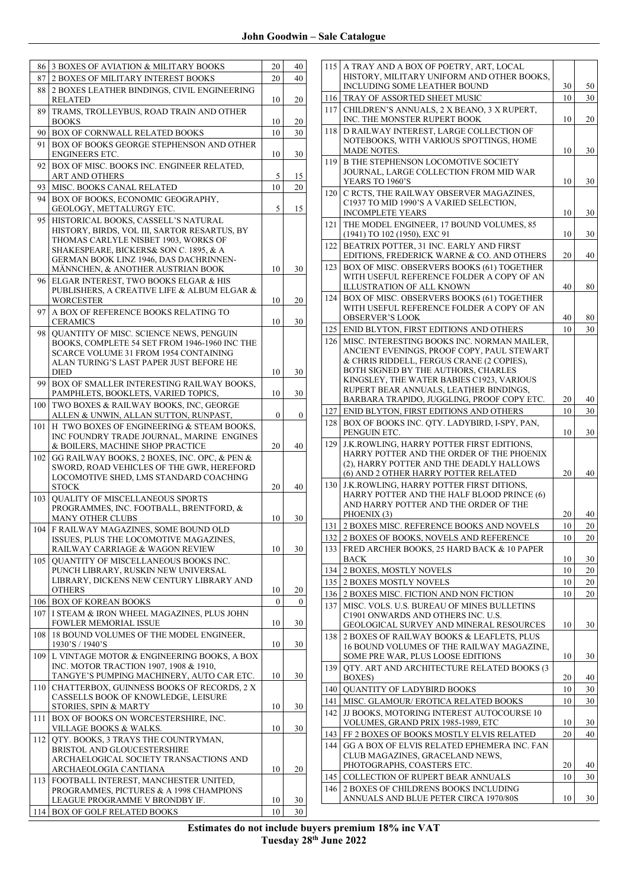| | | | |
|---|---|---|---|
| 86 | 3 BOXES OF AVIATION & MILITARY BOOKS | 20 | 40 |
| 87 | 2 BOXES OF MILITARY INTEREST BOOKS | 20 | 40 |
| 88 | 2 BOXES LEATHER BINDINGS, CIVIL ENGINEERING RELATED | 10 | 20 |
| 89 | TRAMS, TROLLEYBUS, ROAD TRAIN AND OTHER BOOKS | 10 | 20 |
| 90 | BOX OF CORNWALL RELATED BOOKS | 10 | 30 |
| 91 | BOX OF BOOKS GEORGE STEPHENSON AND OTHER ENGINEERS ETC. | 10 | 30 |
| 92 | BOX OF MISC. BOOKS INC. ENGINEER RELATED, ART AND OTHERS | 5 | 15 |
| 93 | MISC. BOOKS CANAL RELATED | 10 | 20 |
| 94 | BOX OF BOOKS, ECONOMIC GEOGRAPHY, GEOLOGY, METTALURGY ETC. | 5 | 15 |
| 95 | HISTORICAL BOOKS, CASSELL'S NATURAL HISTORY, BIRDS, VOL III, SARTOR RESARTUS, BY THOMAS CARLYLE NISBET 1903, WORKS OF SHAKESPEARE, BICKERS& SON C. 1895, & A GERMAN BOOK LINZ 1946, DAS DACHRINNEN-MÄNNCHEN, & ANOTHER AUSTRIAN BOOK | 10 | 30 |
| 96 | ELGAR INTEREST, TWO BOOKS ELGAR & HIS PUBLISHERS, A CREATIVE LIFE & ALBUM ELGAR & WORCESTER | 10 | 20 |
| 97 | A BOX OF REFERENCE BOOKS RELATING TO CERAMICS | 10 | 30 |
| 98 | QUANTITY OF MISC. SCIENCE NEWS, PENGUIN BOOKS, COMPLETE 54 SET FROM 1946-1960 INC THE SCARCE VOLUME 31 FROM 1954 CONTAINING ALAN TURING'S LAST PAPER JUST BEFORE HE DIED | 10 | 30 |
| 99 | BOX OF SMALLER INTERESTING RAILWAY BOOKS, PAMPHLETS, BOOKLETS, VARIED TOPICS, | 10 | 30 |
| 100 | TWO BOXES & RAILWAY BOOKS, INC, GEORGE ALLEN & UNWIN, ALLAN SUTTON, RUNPAST, | 0 | 0 |
| 101 | H TWO BOXES OF ENGINEERING & STEAM BOOKS, INC FOUNDRY TRADE JOURNAL, MARINE ENGINES & BOILERS, MACHINE SHOP PRACTICE | 20 | 40 |
| 102 | GG RAILWAY BOOKS, 2 BOXES, INC. OPC, & PEN & SWORD, ROAD VEHICLES OF THE GWR, HEREFORD LOCOMOTIVE SHED, LMS STANDARD COACHING STOCK | 20 | 40 |
| 103 | QUALITY OF MISCELLANEOUS SPORTS PROGRAMMES, INC. FOOTBALL, BRENTFORD, & MANY OTHER CLUBS | 10 | 30 |
| 104 | F RAILWAY MAGAZINES, SOME BOUND OLD ISSUES, PLUS THE LOCOMOTIVE MAGAZINES, RAILWAY CARRIAGE & WAGON REVIEW | 10 | 30 |
| 105 | QUANTITY OF MISCELLANEOUS BOOKS INC. PUNCH LIBRARY, RUSKIN NEW UNIVERSAL LIBRARY, DICKENS NEW CENTURY LIBRARY AND OTHERS | 10 | 20 |
| 106 | BOX OF KOREAN BOOKS | 0 | 0 |
| 107 | I STEAM & IRON WHEEL MAGAZINES, PLUS JOHN FOWLER MEMORIAL ISSUE | 10 | 30 |
| 108 | 18 BOUND VOLUMES OF THE MODEL ENGINEER, 1930'S / 1940'S | 10 | 30 |
| 109 | L VINTAGE MOTOR & ENGINEERING BOOKS, A BOX INC. MOTOR TRACTION 1907, 1908 & 1910, TANGYE'S PUMPING MACHINERY, AUTO CAR ETC. | 10 | 30 |
| 110 | CHATTERBOX, GUINNESS BOOKS OF RECORDS, 2 X CASSELLS BOOK OF KNOWLEDGE, LEISURE STORIES, SPIN & MARTY | 10 | 30 |
| 111 | BOX OF BOOKS ON WORCESTERSHIRE, INC. VILLAGE BOOKS & WALKS. | 10 | 30 |
| 112 | QTY. BOOKS, 3 TRAYS THE COUNTRYMAN, BRISTOL AND GLOUCESTERSHIRE ARCHAEOLOGICAL SOCIETY TRANSACTIONS AND ARCHAEOLOGIA CANTIANA | 10 | 20 |
| 113 | FOOTBALL INTEREST, MANCHESTER UNITED, PROGRAMMES, PICTURES & A 1998 CHAMPIONS LEAGUE PROGRAMME V BRONDBY IF. | 10 | 30 |
| 114 | BOX OF GOLF RELATED BOOKS | 10 | 30 |
| 115 | A TRAY AND A BOX OF POETRY, ART, LOCAL HISTORY, MILITARY UNIFORM AND OTHER BOOKS, INCLUDING SOME LEATHER BOUND | 30 | 50 |
| 116 | TRAY OF ASSORTED SHEET MUSIC | 10 | 30 |
| 117 | CHILDREN'S ANNUALS, 2 X BEANO, 3 X RUPERT, INC. THE MONSTER RUPERT BOOK | 10 | 20 |
| 118 | D RAILWAY INTEREST, LARGE COLLECTION OF NOTEBOOKS, WITH VARIOUS SPOTTINGS, HOME MADE NOTES. | 10 | 30 |
| 119 | B THE STEPHENSON LOCOMOTIVE SOCIETY JOURNAL, LARGE COLLECTION FROM MID WAR YEARS TO 1960'S | 10 | 30 |
| 120 | C RCTS, THE RAILWAY OBSERVER MAGAZINES, C1937 TO MID 1990'S A VARIED SELECTION, INCOMPLETE YEARS | 10 | 30 |
| 121 | THE MODEL ENGINEER, 17 BOUND VOLUMES, 85 (1941) TO 102 (1950), EXC 91 | 10 | 30 |
| 122 | BEATRIX POTTER, 31 INC. EARLY AND FIRST EDITIONS, FREDERICK WARNE & CO. AND OTHERS | 20 | 40 |
| 123 | BOX OF MISC. OBSERVERS BOOKS (61) TOGETHER WITH USEFUL REFERENCE FOLDER A COPY OF AN ILLUSTRATION OF ALL KNOWN | 40 | 80 |
| 124 | BOX OF MISC. OBSERVERS BOOKS (61) TOGETHER WITH USEFUL REFERENCE FOLDER A COPY OF AN OBSERVER'S LOOK | 40 | 80 |
| 125 | ENID BLYTON, FIRST EDITIONS AND OTHERS | 10 | 30 |
| 126 | MISC. INTERESTING BOOKS INC. NORMAN MAILER, ANCIENT EVENINGS, PROOF COPY, PAUL STEWART & CHRIS RIDDELL, FERGUS CRANE (2 COPIES), BOTH SIGNED BY THE AUTHORS, CHARLES KINGSLEY, THE WATER BABIES C1923, VARIOUS RUPERT BEAR ANNUALS, LEATHER BINDINGS, BARBARA TRAPIDO, JUGGLING, PROOF COPY ETC. | 20 | 40 |
| 127 | ENID BLYTON, FIRST EDITIONS AND OTHERS | 10 | 30 |
| 128 | BOX OF BOOKS INC. QTY. LADYBIRD, I-SPY, PAN, PENGUIN ETC. | 10 | 30 |
| 129 | J.K.ROWLING, HARRY POTTER FIRST EDITIONS, HARRY POTTER AND THE ORDER OF THE PHOENIX (2), HARRY POTTER AND THE DEADLY HALLOWS (6) AND 2 OTHER HARRY POTTER RELATED | 20 | 40 |
| 130 | J.K.ROWLING, HARRY POTTER FIRST DITIONS, HARRY POTTER AND THE HALF BLOOD PRINCE (6) AND HARRY POTTER AND THE ORDER OF THE PHOENIX (3) | 20 | 40 |
| 131 | 2 BOXES MISC. REFERENCE BOOKS AND NOVELS | 10 | 20 |
| 132 | 2 BOXES OF BOOKS, NOVELS AND REFERENCE | 10 | 20 |
| 133 | FRED ARCHER BOOKS, 25 HARD BACK & 10 PAPER BACK | 10 | 30 |
| 134 | 2 BOXES, MOSTLY NOVELS | 10 | 20 |
| 135 | 2 BOXES MOSTLY NOVELS | 10 | 20 |
| 136 | 2 BOXES MISC. FICTION AND NON FICTION | 10 | 20 |
| 137 | MISC. VOLS. U.S. BUREAU OF MINES BULLETINS C1901 ONWARDS AND OTHERS INC. U.S. GEOLOGICAL SURVEY AND MINERAL RESOURCES | 10 | 30 |
| 138 | 2 BOXES OF RAILWAY BOOKS & LEAFLETS, PLUS 16 BOUND VOLUMES OF THE RAILWAY MAGAZINE, SOME PRE WAR, PLUS LOOSE EDITIONS | 10 | 30 |
| 139 | QTY. ART AND ARCHITECTURE RELATED BOOKS (3 BOXES) | 20 | 40 |
| 140 | QUANTITY OF LADYBIRD BOOKS | 10 | 30 |
| 141 | MISC. GLAMOUR/ EROTICA RELATED BOOKS | 10 | 30 |
| 142 | JJ BOOKS, MOTORING INTEREST AUTOCOURSE 10 VOLUMES, GRAND PRIX 1985-1989, ETC | 10 | 30 |
| 143 | FF 2 BOXES OF BOOKS MOSTLY ELVIS RELATED | 20 | 40 |
| 144 | GG A BOX OF ELVIS RELATED EPHEMERA INC. FAN CLUB MAGAZINES, GRACELAND NEWS, PHOTOGRAPHS, COASTERS ETC. | 20 | 40 |
| 145 | COLLECTION OF RUPERT BEAR ANNUALS | 10 | 30 |
| 146 | 2 BOXES OF CHILDRENS BOOKS INCLUDING ANNUALS AND BLUE PETER CIRCA 1970/80S | 10 | 30 |

**Estimates do not include buyers premium 18% inc VAT**
**Tuesday 28th June 2022**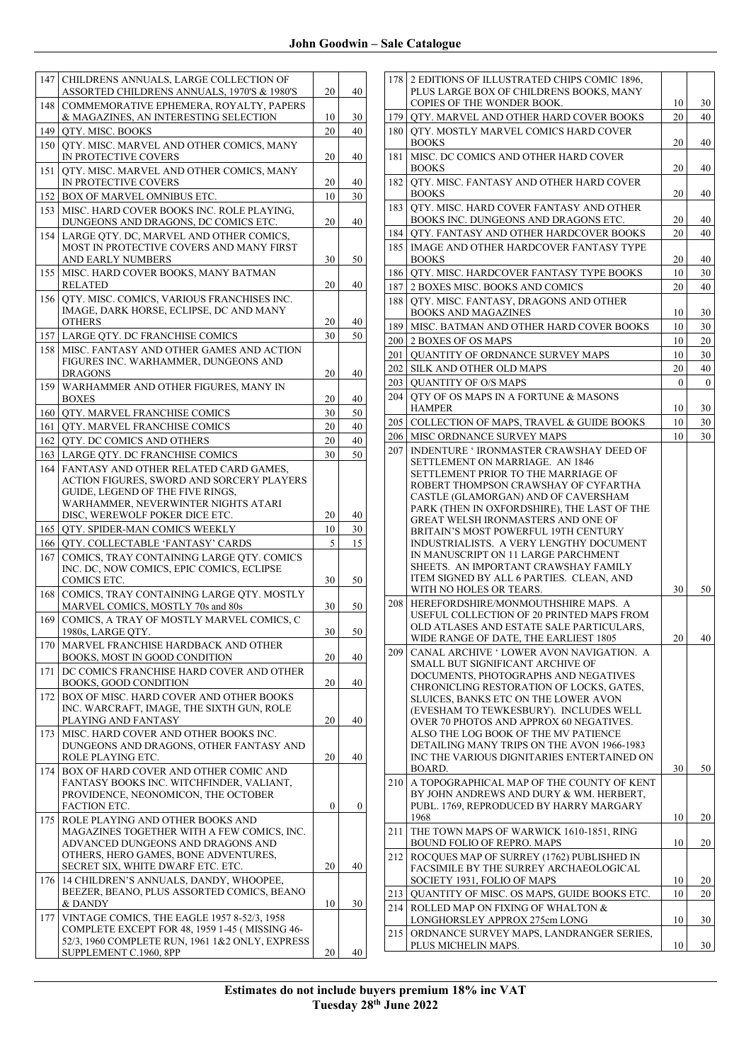| | | | |
|---|---|---|---|
| 147 | CHILDRENS ANNUALS, LARGE COLLECTION OF ASSORTED CHILDRENS ANNUALS, 1970'S & 1980'S | 20 | 40 |
| 148 | COMMEMORATIVE EPHEMERA, ROYALTY, PAPERS & MAGAZINES, AN INTERESTING SELECTION | 10 | 30 |
| 149 | QTY. MISC. BOOKS | 20 | 40 |
| 150 | QTY. MISC. MARVEL AND OTHER COMICS, MANY IN PROTECTIVE COVERS | 20 | 40 |
| 151 | QTY. MISC. MARVEL AND OTHER COMICS, MANY IN PROTECTIVE COVERS | 20 | 40 |
| 152 | BOX OF MARVEL OMNIBUS ETC. | 10 | 30 |
| 153 | MISC. HARD COVER BOOKS INC. ROLE PLAYING, DUNGEONS AND DRAGONS, DC COMICS ETC. | 20 | 40 |
| 154 | LARGE QTY. DC, MARVEL AND OTHER COMICS, MOST IN PROTECTIVE COVERS AND MANY FIRST AND EARLY NUMBERS | 30 | 50 |
| 155 | MISC. HARD COVER BOOKS, MANY BATMAN RELATED | 20 | 40 |
| 156 | QTY. MISC. COMICS, VARIOUS FRANCHISES INC. IMAGE, DARK HORSE, ECLIPSE, DC AND MANY OTHERS | 20 | 40 |
| 157 | LARGE QTY. DC FRANCHISE COMICS | 30 | 50 |
| 158 | MISC. FANTASY AND OTHER GAMES AND ACTION FIGURES INC. WARHAMMER, DUNGEONS AND DRAGONS | 20 | 40 |
| 159 | WARHAMMER AND OTHER FIGURES, MANY IN BOXES | 20 | 40 |
| 160 | QTY. MARVEL FRANCHISE COMICS | 30 | 50 |
| 161 | QTY. MARVEL FRANCHISE COMICS | 20 | 40 |
| 162 | QTY. DC COMICS AND OTHERS | 20 | 40 |
| 163 | LARGE QTY. DC FRANCHISE COMICS | 30 | 50 |
| 164 | FANTASY AND OTHER RELATED CARD GAMES, ACTION FIGURES, SWORD AND SORCERY PLAYERS GUIDE, LEGEND OF THE FIVE RINGS, WARHAMMER, NEVERWINTER NIGHTS ATARI DISC, WEREWOLF POKER DICE ETC. | 20 | 40 |
| 165 | QTY. SPIDER-MAN COMICS WEEKLY | 10 | 30 |
| 166 | QTY. COLLECTABLE 'FANTASY' CARDS | 5 | 15 |
| 167 | COMICS, TRAY CONTAINING LARGE QTY. COMICS INC. DC, NOW COMICS, EPIC COMICS, ECLIPSE COMICS ETC. | 30 | 50 |
| 168 | COMICS, TRAY CONTAINING LARGE QTY. MOSTLY MARVEL COMICS, MOSTLY 70s and 80s | 30 | 50 |
| 169 | COMICS, A TRAY OF MOSTLY MARVEL COMICS, C 1980s, LARGE QTY. | 30 | 50 |
| 170 | MARVEL FRANCHISE HARDBACK AND OTHER BOOKS, MOST IN GOOD CONDITION | 20 | 40 |
| 171 | DC COMICS FRANCHISE HARD COVER AND OTHER BOOKS, GOOD CONDITION | 20 | 40 |
| 172 | BOX OF MISC. HARD COVER AND OTHER BOOKS INC. WARCRAFT, IMAGE, THE SIXTH GUN, ROLE PLAYING AND FANTASY | 20 | 40 |
| 173 | MISC. HARD COVER AND OTHER BOOKS INC. DUNGEONS AND DRAGONS, OTHER FANTASY AND ROLE PLAYING ETC. | 20 | 40 |
| 174 | BOX OF HARD COVER AND OTHER COMIC AND FANTASY BOOKS INC. WITCHFINDER, VALIANT, PROVIDENCE, NEONOMICON, THE OCTOBER FACTION ETC. | 0 | 0 |
| 175 | ROLE PLAYING AND OTHER BOOKS AND MAGAZINES TOGETHER WITH A FEW COMICS, INC. ADVANCED DUNGEONS AND DRAGONS AND OTHERS, HERO GAMES, BONE ADVENTURES, SECRET SIX, WHITE DWARF ETC. ETC. | 20 | 40 |
| 176 | 14 CHILDREN'S ANNUALS, DANDY, WHOOPEE, BEEZER, BEANO, PLUS ASSORTED COMICS, BEANO & DANDY | 10 | 30 |
| 177 | VINTAGE COMICS, THE EAGLE 1957 8-52/3, 1958 COMPLETE EXCEPT FOR 48, 1959 1-45 ( MISSING 46-52/3, 1960 COMPLETE RUN, 1961 1&2 ONLY, EXPRESS SUPPLEMENT C.1960, 8PP | 20 | 40 |
| 178 | 2 EDITIONS OF ILLUSTRATED CHIPS COMIC 1896, PLUS LARGE BOX OF CHILDRENS BOOKS, MANY COPIES OF THE WONDER BOOK. | 10 | 30 |
| 179 | QTY. MARVEL AND OTHER HARD COVER BOOKS | 20 | 40 |
| 180 | QTY. MOSTLY MARVEL COMICS HARD COVER BOOKS | 20 | 40 |
| 181 | MISC. DC COMICS AND OTHER HARD COVER BOOKS | 20 | 40 |
| 182 | QTY. MISC. FANTASY AND OTHER HARD COVER BOOKS | 20 | 40 |
| 183 | QTY. MISC. HARD COVER FANTASY AND OTHER BOOKS INC. DUNGEONS AND DRAGONS ETC. | 20 | 40 |
| 184 | QTY. FANTASY AND OTHER HARDCOVER BOOKS | 20 | 40 |
| 185 | IMAGE AND OTHER HARDCOVER FANTASY TYPE BOOKS | 20 | 40 |
| 186 | QTY. MISC. HARDCOVER FANTASY TYPE BOOKS | 10 | 30 |
| 187 | 2 BOXES MISC. BOOKS AND COMICS | 20 | 40 |
| 188 | QTY. MISC. FANTASY, DRAGONS AND OTHER BOOKS AND MAGAZINES | 10 | 30 |
| 189 | MISC. BATMAN AND OTHER HARD COVER BOOKS | 10 | 30 |
| 200 | 2 BOXES OF OS MAPS | 10 | 20 |
| 201 | QUANTITY OF ORDNANCE SURVEY MAPS | 10 | 30 |
| 202 | SILK AND OTHER OLD MAPS | 20 | 40 |
| 203 | QUANTITY OF O/S MAPS | 0 | 0 |
| 204 | QTY OF OS MAPS IN A FORTUNE & MASONS HAMPER | 10 | 30 |
| 205 | COLLECTION OF MAPS, TRAVEL & GUIDE BOOKS | 10 | 30 |
| 206 | MISC ORDNANCE SURVEY MAPS | 10 | 30 |
| 207 | INDENTURE ' IRONMASTER CRAWSHAY DEED OF SETTLEMENT ON MARRIAGE. AN 1846 SETTLEMENT PRIOR TO THE MARRIAGE OF ROBERT THOMPSON CRAWSHAY OF CYFARTHA CASTLE (GLAMORGAN) AND OF CAVERSHAM PARK (THEN IN OXFORDSHIRE), THE LAST OF THE GREAT WELSH IRONMASTERS AND ONE OF BRITAIN'S MOST POWERFUL 19TH CENTURY INDUSTRIALISTS. A VERY LENGTHY DOCUMENT IN MANUSCRIPT ON 11 LARGE PARCHMENT SHEETS. AN IMPORTANT CRAWSHAY FAMILY ITEM SIGNED BY ALL 6 PARTIES. CLEAN, AND WITH NO HOLES OR TEARS. | 30 | 50 |
| 208 | HEREFORDSHIRE/MONMOUTHSHIRE MAPS. A USEFUL COLLECTION OF 20 PRINTED MAPS FROM OLD ATLASES AND ESTATE SALE PARTICULARS, WIDE RANGE OF DATE, THE EARLIEST 1805 | 20 | 40 |
| 209 | CANAL ARCHIVE ' LOWER AVON NAVIGATION. A SMALL BUT SIGNIFICANT ARCHIVE OF DOCUMENTS, PHOTOGRAPHS AND NEGATIVES CHRONICLING RESTORATION OF LOCKS, GATES, SLUICES, BANKS ETC ON THE LOWER AVON (EVESHAM TO TEWKESBURY). INCLUDES WELL OVER 70 PHOTOS AND APPROX 60 NEGATIVES. ALSO THE LOG BOOK OF THE MV PATIENCE DETAILING MANY TRIPS ON THE AVON 1966-1983 INC THE VARIOUS DIGNITARIES ENTERTAINED ON BOARD. | 30 | 50 |
| 210 | A TOPOGRAPHICAL MAP OF THE COUNTY OF KENT BY JOHN ANDREWS AND DURY & WM. HERBERT, PUBL. 1769, REPRODUCED BY HARRY MARGARY 1968 | 10 | 20 |
| 211 | THE TOWN MAPS OF WARWICK 1610-1851, RING BOUND FOLIO OF REPRO. MAPS | 10 | 20 |
| 212 | ROCQUES MAP OF SURREY (1762) PUBLISHED IN FACSIMILE BY THE SURREY ARCHAEOLOGICAL SOCIETY 1931, FOLIO OF MAPS | 10 | 20 |
| 213 | QUANTITY OF MISC. OS MAPS, GUIDE BOOKS ETC. | 10 | 20 |
| 214 | ROLLED MAP ON FIXING OF WHALTON & LONGHORSLEY APPROX 275cm LONG | 10 | 30 |
| 215 | ORDNANCE SURVEY MAPS, LANDRANGER SERIES, PLUS MICHELIN MAPS. | 10 | 30 |

**Estimates do not include buyers premium 18% inc VAT**
**Tuesday 28th June 2022**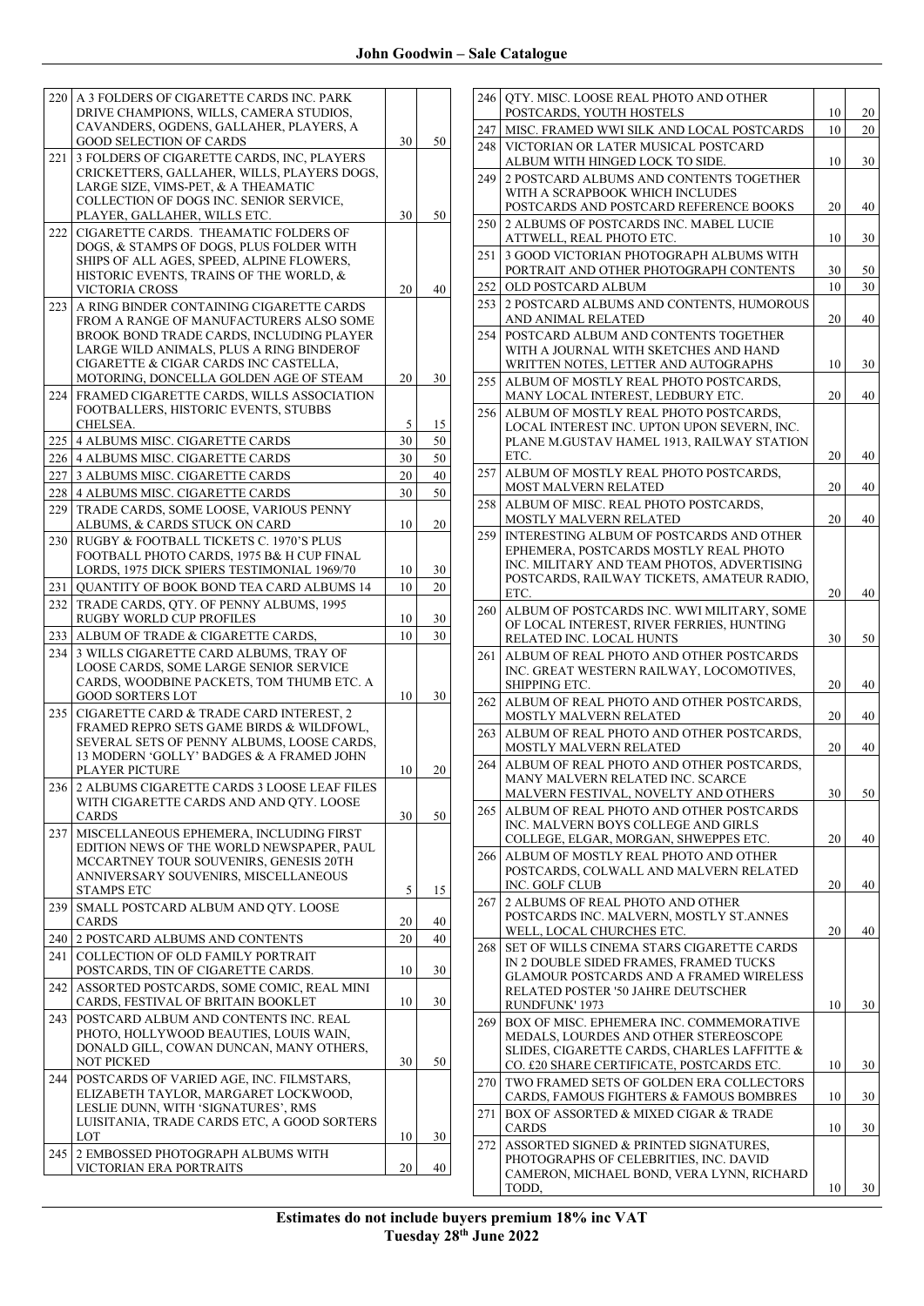| | | | |
|---|---|---|---|
| 220 | A 3 FOLDERS OF CIGARETTE CARDS INC. PARK DRIVE CHAMPIONS, WILLS, CAMERA STUDIOS, CAVANDERS, OGDENS, GALLAHER, PLAYERS, A GOOD SELECTION OF CARDS | 30 | 50 |
| 221 | 3 FOLDERS OF CIGARETTE CARDS, INC, PLAYERS CRICKETTERS, GALLAHER, WILLS, PLAYERS DOGS, LARGE SIZE, VIMS-PET, & A THEAMATIC COLLECTION OF DOGS INC. SENIOR SERVICE, PLAYER, GALLAHER, WILLS ETC. | 30 | 50 |
| 222 | CIGARETTE CARDS. THEAMATIC FOLDERS OF DOGS, & STAMPS OF DOGS, PLUS FOLDER WITH SHIPS OF ALL AGES, SPEED, ALPINE FLOWERS, HISTORIC EVENTS, TRAINS OF THE WORLD, & VICTORIA CROSS | 20 | 40 |
| 223 | A RING BINDER CONTAINING CIGARETTE CARDS FROM A RANGE OF MANUFACTURERS ALSO SOME BROOK BOND TRADE CARDS, INCLUDING PLAYER LARGE WILD ANIMALS, PLUS A RING BINDEROF CIGARETTE & CIGAR CARDS INC CASTELLA, MOTORING, DONCELLA GOLDEN AGE OF STEAM | 20 | 30 |
| 224 | FRAMED CIGARETTE CARDS, WILLS ASSOCIATION FOOTBALLERS, HISTORIC EVENTS, STUBBS CHELSEA. | 5 | 15 |
| 225 | 4 ALBUMS MISC. CIGARETTE CARDS | 30 | 50 |
| 226 | 4 ALBUMS MISC. CIGARETTE CARDS | 30 | 50 |
| 227 | 3 ALBUMS MISC. CIGARETTE CARDS | 20 | 40 |
| 228 | 4 ALBUMS MISC. CIGARETTE CARDS | 30 | 50 |
| 229 | TRADE CARDS, SOME LOOSE, VARIOUS PENNY ALBUMS, & CARDS STUCK ON CARD | 10 | 20 |
| 230 | RUGBY & FOOTBALL TICKETS C. 1970'S PLUS FOOTBALL PHOTO CARDS, 1975 B& H CUP FINAL LORDS, 1975 DICK SPIERS TESTIMONIAL 1969/70 | 10 | 30 |
| 231 | QUANTITY OF BOOK BOND TEA CARD ALBUMS 14 | 10 | 20 |
| 232 | TRADE CARDS, QTY. OF PENNY ALBUMS, 1995 RUGBY WORLD CUP PROFILES | 10 | 30 |
| 233 | ALBUM OF TRADE & CIGARETTE CARDS, | 10 | 30 |
| 234 | 3 WILLS CIGARETTE CARD ALBUMS, TRAY OF LOOSE CARDS, SOME LARGE SENIOR SERVICE CARDS, WOODBINE PACKETS, TOM THUMB ETC. A GOOD SORTERS LOT | 10 | 30 |
| 235 | CIGARETTE CARD & TRADE CARD INTEREST, 2 FRAMED REPRO SETS GAME BIRDS & WILDFOWL, SEVERAL SETS OF PENNY ALBUMS, LOOSE CARDS, 13 MODERN 'GOLLY' BADGES & A FRAMED JOHN PLAYER PICTURE | 10 | 20 |
| 236 | 2 ALBUMS CIGARETTE CARDS 3 LOOSE LEAF FILES WITH CIGARETTE CARDS AND AND QTY. LOOSE CARDS | 30 | 50 |
| 237 | MISCELLANEOUS EPHEMERA, INCLUDING FIRST EDITION NEWS OF THE WORLD NEWSPAPER, PAUL MCCARTNEY TOUR SOUVENIRS, GENESIS 20TH ANNIVERSARY SOUVENIRS, MISCELLANEOUS STAMPS ETC | 5 | 15 |
| 239 | SMALL POSTCARD ALBUM AND QTY. LOOSE CARDS | 20 | 40 |
| 240 | 2 POSTCARD ALBUMS AND CONTENTS | 20 | 40 |
| 241 | COLLECTION OF OLD FAMILY PORTRAIT POSTCARDS, TIN OF CIGARETTE CARDS. | 10 | 30 |
| 242 | ASSORTED POSTCARDS, SOME COMIC, REAL MINI CARDS, FESTIVAL OF BRITAIN BOOKLET | 10 | 30 |
| 243 | POSTCARD ALBUM AND CONTENTS INC. REAL PHOTO, HOLLYWOOD BEAUTIES, LOUIS WAIN, DONALD GILL, COWAN DUNCAN, MANY OTHERS, NOT PICKED | 30 | 50 |
| 244 | POSTCARDS OF VARIED AGE, INC. FILMSTARS, ELIZABETH TAYLOR, MARGARET LOCKWOOD, LESLIE DUNN, WITH 'SIGNATURES', RMS LUISITANIA, TRADE CARDS ETC, A GOOD SORTERS LOT | 10 | 30 |
| 245 | 2 EMBOSSED PHOTOGRAPH ALBUMS WITH VICTORIAN ERA PORTRAITS | 20 | 40 |
| 246 | QTY. MISC. LOOSE REAL PHOTO AND OTHER POSTCARDS, YOUTH HOSTELS | 10 | 20 |
| 247 | MISC. FRAMED WWI SILK AND LOCAL POSTCARDS | 10 | 20 |
| 248 | VICTORIAN OR LATER MUSICAL POSTCARD ALBUM WITH HINGED LOCK TO SIDE. | 10 | 30 |
| 249 | 2 POSTCARD ALBUMS AND CONTENTS TOGETHER WITH A SCRAPBOOK WHICH INCLUDES POSTCARDS AND POSTCARD REFERENCE BOOKS | 20 | 40 |
| 250 | 2 ALBUMS OF POSTCARDS INC. MABEL LUCIE ATTWELL, REAL PHOTO ETC. | 10 | 30 |
| 251 | 3 GOOD VICTORIAN PHOTOGRAPH ALBUMS WITH PORTRAIT AND OTHER PHOTOGRAPH CONTENTS | 30 | 50 |
| 252 | OLD POSTCARD ALBUM | 10 | 30 |
| 253 | 2 POSTCARD ALBUMS AND CONTENTS, HUMOROUS AND ANIMAL RELATED | 20 | 40 |
| 254 | POSTCARD ALBUM AND CONTENTS TOGETHER WITH A JOURNAL WITH SKETCHES AND HAND WRITTEN NOTES, LETTER AND AUTOGRAPHS | 10 | 30 |
| 255 | ALBUM OF MOSTLY REAL PHOTO POSTCARDS, MANY LOCAL INTEREST, LEDBURY ETC. | 20 | 40 |
| 256 | ALBUM OF MOSTLY REAL PHOTO POSTCARDS, LOCAL INTEREST INC. UPTON UPON SEVERN, INC. PLANE M.GUSTAV HAMEL 1913, RAILWAY STATION ETC. | 20 | 40 |
| 257 | ALBUM OF MOSTLY REAL PHOTO POSTCARDS, MOST MALVERN RELATED | 20 | 40 |
| 258 | ALBUM OF MISC. REAL PHOTO POSTCARDS, MOSTLY MALVERN RELATED | 20 | 40 |
| 259 | INTERESTING ALBUM OF POSTCARDS AND OTHER EPHEMERA, POSTCARDS MOSTLY REAL PHOTO INC. MILITARY AND TEAM PHOTOS, ADVERTISING POSTCARDS, RAILWAY TICKETS, AMATEUR RADIO, ETC. | 20 | 40 |
| 260 | ALBUM OF POSTCARDS INC. WWI MILITARY, SOME OF LOCAL INTEREST, RIVER FERRIES, HUNTING RELATED INC. LOCAL HUNTS | 30 | 50 |
| 261 | ALBUM OF REAL PHOTO AND OTHER POSTCARDS INC. GREAT WESTERN RAILWAY, LOCOMOTIVES, SHIPPING ETC. | 20 | 40 |
| 262 | ALBUM OF REAL PHOTO AND OTHER POSTCARDS, MOSTLY MALVERN RELATED | 20 | 40 |
| 263 | ALBUM OF REAL PHOTO AND OTHER POSTCARDS, MOSTLY MALVERN RELATED | 20 | 40 |
| 264 | ALBUM OF REAL PHOTO AND OTHER POSTCARDS, MANY MALVERN RELATED INC. SCARCE MALVERN FESTIVAL, NOVELTY AND OTHERS | 30 | 50 |
| 265 | ALBUM OF REAL PHOTO AND OTHER POSTCARDS INC. MALVERN BOYS COLLEGE AND GIRLS COLLEGE, ELGAR, MORGAN, SHWEPPES ETC. | 20 | 40 |
| 266 | ALBUM OF MOSTLY REAL PHOTO AND OTHER POSTCARDS, COLWALL AND MALVERN RELATED INC. GOLF CLUB | 20 | 40 |
| 267 | 2 ALBUMS OF REAL PHOTO AND OTHER POSTCARDS INC. MALVERN, MOSTLY ST.ANNES WELL, LOCAL CHURCHES ETC. | 20 | 40 |
| 268 | SET OF WILLS CINEMA STARS CIGARETTE CARDS IN 2 DOUBLE SIDED FRAMES, FRAMED TUCKS GLAMOUR POSTCARDS AND A FRAMED WIRELESS RELATED POSTER '50 JAHRE DEUTSCHER RUNDFUNK' 1973 | 10 | 30 |
| 269 | BOX OF MISC. EPHEMERA INC. COMMEMORATIVE MEDALS, LOURDES AND OTHER STEREOSCOPE SLIDES, CIGARETTE CARDS, CHARLES LAFFITTE & CO. £20 SHARE CERTIFICATE, POSTCARDS ETC. | 10 | 30 |
| 270 | TWO FRAMED SETS OF GOLDEN ERA COLLECTORS CARDS, FAMOUS FIGHTERS & FAMOUS BOMBRES | 10 | 30 |
| 271 | BOX OF ASSORTED & MIXED CIGAR & TRADE CARDS | 10 | 30 |
| 272 | ASSORTED SIGNED & PRINTED SIGNATURES, PHOTOGRAPHS OF CELEBRITIES, INC. DAVID CAMERON, MICHAEL BOND, VERA LYNN, RICHARD TODD, | 10 | 30 |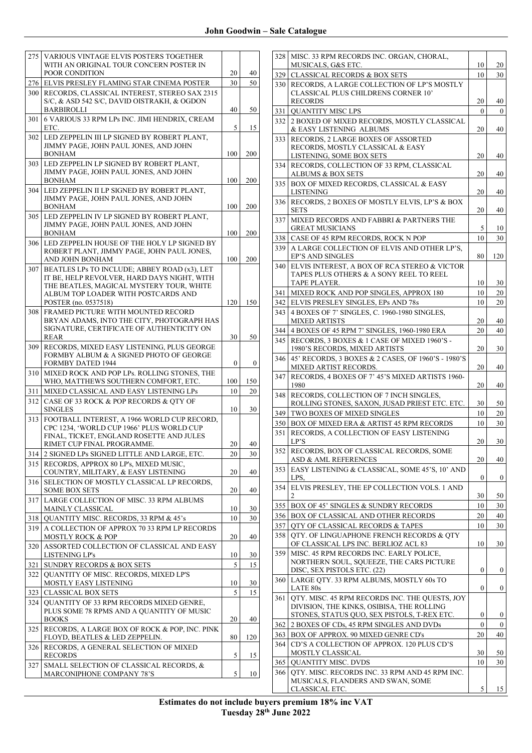| | | | |
|---|---|---|---|
| 275 | VARIOUS VINTAGE ELVIS POSTERS TOGETHER WITH AN ORIGINAL TOUR CONCERN POSTER IN POOR CONDITION | 20 | 40 |
| 276 | ELVIS PRESLEY FLAMING STAR CINEMA POSTER | 30 | 50 |
| 300 | RECORDS, CLASSICAL INTEREST, STEREO SAX 2315 S/C, & ASD 542 S/C, DAVID OISTRAKH, & OGDON BARBIROLLI | 40 | 50 |
| 301 | 6 VARIOUS 33 RPM LPs INC. JIMI HENDRIX, CREAM ETC. | 5 | 15 |
| 302 | LED ZEPPELIN III LP SIGNED BY ROBERT PLANT, JIMMY PAGE, JOHN PAUL JONES, AND JOHN BONHAM | 100 | 200 |
| 303 | LED ZEPPELIN LP SIGNED BY ROBERT PLANT, JIMMY PAGE, JOHN PAUL JONES, AND JOHN BONHAM | 100 | 200 |
| 304 | LED ZEPPELIN II LP SIGNED BY ROBERT PLANT, JIMMY PAGE, JOHN PAUL JONES, AND JOHN BONHAM | 100 | 200 |
| 305 | LED ZEPPELIN IV LP SIGNED BY ROBERT PLANT, JIMMY PAGE, JOHN PAUL JONES, AND JOHN BONHAM | 100 | 200 |
| 306 | LED ZEPPELIN HOUSE OF THE HOLY LP SIGNED BY ROBERT PLANT, JIMMY PAGE, JOHN PAUL JONES, AND JOHN BONHAM | 100 | 200 |
| 307 | BEATLES LPs TO INCLUDE; ABBEY ROAD (x3), LET IT BE, HELP REVOLVER, HARD DAYS NIGHT, WITH THE BEATLES, MAGICAL MYSTERY TOUR, WHITE ALBUM TOP LOADER WITH POSTCARDS AND POSTER (no. 0537518) | 120 | 150 |
| 308 | FRAMED PICTURE WITH MOUNTED RECORD BRYAN ADAMS, INTO THE CITY, PHOTOGRAPH HAS SIGNATURE, CERTIFICATE OF AUTHENTICITY ON REAR | 30 | 50 |
| 309 | RECORDS, MIXED EASY LISTENING, PLUS GEORGE FORMBY ALBUM & A SIGNED PHOTO OF GEORGE FORMBY DATED 1944 | 0 | 0 |
| 310 | MIXED ROCK AND POP LPs. ROLLING STONES, THE WHO, MATTHEWS SOUTHERN COMFORT, ETC. | 100 | 150 |
| 311 | MIXED CLASSICAL AND EASY LISTENING LPs | 10 | 20 |
| 312 | CASE OF 33 ROCK & POP RECORDS & QTY OF SINGLES | 10 | 30 |
| 313 | FOOTBALL INTEREST, A 1966 WORLD CUP RECORD, CPC 1234, 'WORLD CUP 1966' PLUS WORLD CUP FINAL, TICKET, ENGLAND ROSETTE AND JULES RIMET CUP FINAL PROGRAMME. | 20 | 40 |
| 314 | 2 SIGNED LPs SIGNED LITTLE AND LARGE, ETC. | 20 | 30 |
| 315 | RECORDS, APPROX 80 LP's, MIXED MUSIC, COUNTRY, MILITARY, & EASY LISTENING | 20 | 40 |
| 316 | SELECTION OF MOSTLY CLASSICAL LP RECORDS, SOME BOX SETS | 20 | 40 |
| 317 | LARGE COLLECTION OF MISC. 33 RPM ALBUMS MAINLY CLASSICAL | 10 | 30 |
| 318 | QUANTITY MISC. RECORDS, 33 RPM & 45's | 10 | 30 |
| 319 | A COLLECTION OF APPROX 70 33 RPM LP RECORDS MOSTLY ROCK & POP | 20 | 40 |
| 320 | ASSORTED COLLECTION OF CLASSICAL AND EASY LISTENING LP's | 10 | 30 |
| 321 | SUNDRY RECORDS & BOX SETS | 5 | 15 |
| 322 | QUANTITY OF MISC. RECORDS, MIXED LP'S MOSTLY EASY LISTENING | 10 | 30 |
| 323 | CLASSICAL BOX SETS | 5 | 15 |
| 324 | QUANTITY OF 33 RPM RECORDS MIXED GENRE, PLUS SOME 78 RPMS AND A QUANTITY OF MUSIC BOOKS | 20 | 40 |
| 325 | RECORDS, A LARGE BOX OF ROCK & POP, INC. PINK FLOYD, BEATLES & LED ZEPPELIN. | 80 | 120 |
| 326 | RECORDS, A GENERAL SELECTION OF MIXED RECORDS | 5 | 15 |
| 327 | SMALL SELECTION OF CLASSICAL RECORDS, & MARCONIPHONE COMPANY 78'S | 5 | 10 |
| 328 | MISC. 33 RPM RECORDS INC. ORGAN, CHORAL, MUSICALS, G&S ETC. | 10 | 20 |
| 329 | CLASSICAL RECORDS & BOX SETS | 10 | 30 |
| 330 | RECORDS, A LARGE COLLECTION OF LP'S MOSTLY CLASSICAL PLUS CHILDRENS CORNER 10' RECORDS | 20 | 40 |
| 331 | QUANTITY MISC LPS | 0 | 0 |
| 332 | 2 BOXED OF MIXED RECORDS, MOSTLY CLASSICAL & EASY LISTENING ALBUMS | 20 | 40 |
| 333 | RECORDS, 2 LARGE BOXES OF ASSORTED RECORDS, MOSTLY CLASSICAL & EASY LISTENING, SOME BOX SETS | 20 | 40 |
| 334 | RECORDS, COLLECTION OF 33 RPM, CLASSICAL ALBUMS & BOX SETS | 20 | 40 |
| 335 | BOX OF MIXED RECORDS, CLASSICAL & EASY LISTENING | 20 | 40 |
| 336 | RECORDS, 2 BOXES OF MOSTLY ELVIS, LP'S & BOX SETS | 20 | 40 |
| 337 | MIXED RECORDS AND FABBRI & PARTNERS THE GREAT MUSICIANS | 5 | 10 |
| 338 | CASE OF 45 RPM RECORDS, ROCK N POP | 10 | 30 |
| 339 | A LARGE COLLECTION OF ELVIS AND OTHER LP'S, EP'S AND SINGLES | 80 | 120 |
| 340 | ELVIS INTEREST, A BOX OF RCA STEREO & VICTOR TAPES PLUS OTHERS & A SONY REEL TO REEL TAPE PLAYER. | 10 | 30 |
| 341 | MIXED ROCK AND POP SINGLES, APPROX 180 | 10 | 20 |
| 342 | ELVIS PRESLEY SINGLES, EPs AND 78s | 10 | 20 |
| 343 | 4 BOXES OF 7' SINGLES, C. 1960-1980 SINGLES, MIXED ARTISTS | 20 | 40 |
| 344 | 4 BOXES OF 45 RPM 7' SINGLES, 1960-1980 ERA | 20 | 40 |
| 345 | RECORDS, 3 BOXES & 1 CASE OF MIXED 1960'S - 1980'S RECORDS, MIXED ARTISTS | 20 | 30 |
| 346 | 45' RECORDS, 3 BOXES & 2 CASES, OF 1960'S - 1980'S MIXED ARTIST RECORDS. | 20 | 40 |
| 347 | RECORDS, 4 BOXES OF 7' 45'S MIXED ARTISTS 1960-1980 | 20 | 40 |
| 348 | RECORDS, COLLECTION OF 7 INCH SINGLES, ROLLING STONES, SAXON, JUSAD PRIEST ETC. ETC. | 30 | 50 |
| 349 | TWO BOXES OF MIXED SINGLES | 10 | 20 |
| 350 | BOX OF MIXED ERA & ARTIST 45 RPM RECORDS | 10 | 30 |
| 351 | RECORDS, A COLLECTION OF EASY LISTENING LP'S | 20 | 30 |
| 352 | RECORDS, BOX OF CLASSICAL RECORDS, SOME ASD & AML REFERENCES | 20 | 40 |
| 353 | EASY LISTENING & CLASSICAL, SOME 45'S, 10' AND LPS, | 0 | 0 |
| 354 | ELVIS PRESLEY, THE EP COLLECTION VOLS. 1 AND 2 | 30 | 50 |
| 355 | BOX OF 45' SINGLES & SUNDRY RECORDS | 10 | 30 |
| 356 | BOX OF CLASSICAL AND OTHER RECORDS | 20 | 40 |
| 357 | QTY OF CLASSICAL RECORDS & TAPES | 10 | 30 |
| 358 | QTY. OF LINGUAPHONE FRENCH RECORDS & QTY OF CLASSICAL LPS INC. BERLIOZ ACL 83 | 10 | 30 |
| 359 | MISC. 45 RPM RECORDS INC. EARLY POLICE, NORTHERN SOUL, SQUEEZE, THE CARS PICTURE DISC, SEX PISTOLS ETC. (22) | 0 | 0 |
| 360 | LARGE QTY. 33 RPM ALBUMS, MOSTLY 60s TO LATE 80s | 0 | 0 |
| 361 | QTY. MISC. 45 RPM RECORDS INC. THE QUESTS, JOY DIVISION, THE KINKS, OSIBISA, THE ROLLING STONES, STATUS QUO, SEX PISTOLS, T-REX ETC. | 0 | 0 |
| 362 | 2 BOXES OF CDs, 45 RPM SINGLES AND DVDs | 0 | 0 |
| 363 | BOX OF APPROX. 90 MIXED GENRE CD's | 20 | 40 |
| 364 | CD'S A COLLECTION OF APPROX. 120 PLUS CD'S MOSTLY CLASSICAL | 30 | 50 |
| 365 | QUANTITY MISC. DVDS | 10 | 30 |
| 366 | QTY. MISC. RECORDS INC. 33 RPM AND 45 RPM INC. MUSICALS, FLANDERS AND SWAN, SOME CLASSICAL ETC. | 5 | 15 |

**Estimates do not include buyers premium 18% inc VAT**
**Tuesday 28th June 2022**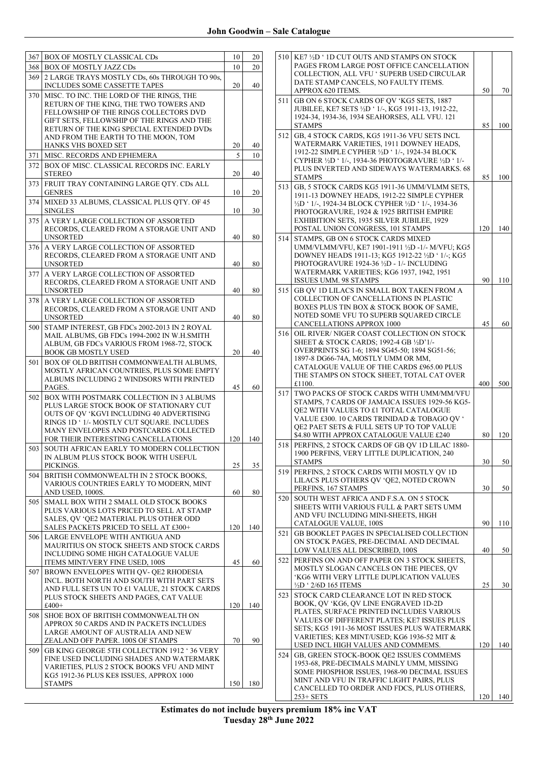| | | | |
|---|---|---|---|
| 367 | BOX OF MOSTLY CLASSICAL CDs | 10 | 20 |
| 368 | BOX OF MOSTLY JAZZ CDs | 10 | 20 |
| 369 | 2 LARGE TRAYS MOSTLY CDs, 60s THROUGH TO 90s, INCLUDES SOME CASSETTE TAPES | 20 | 40 |
| 370 | MISC. TO INC. THE LORD OF THE RINGS, THE RETURN OF THE KING, THE TWO TOWERS AND FELLOWSHIP OF THE RINGS COLLECTORS DVD GIFT SETS, FELLOWSHIP OF THE RINGS AND THE RETURN OF THE KING SPECIAL EXTENDED DVDs AND FROM THE EARTH TO THE MOON, TOM HANKS VHS BOXED SET | 20 | 40 |
| 371 | MISC. RECORDS AND EPHEMERA | 5 | 10 |
| 372 | BOX OF MISC. CLASSICAL RECORDS INC. EARLY STEREO | 20 | 40 |
| 373 | FRUIT TRAY CONTAINING LARGE QTY. CDs ALL GENRES | 10 | 20 |
| 374 | MIXED 33 ALBUMS, CLASSICAL PLUS QTY. OF 45 SINGLES | 10 | 30 |
| 375 | A VERY LARGE COLLECTION OF ASSORTED RECORDS, CLEARED FROM A STORAGE UNIT AND UNSORTED | 40 | 80 |
| 376 | A VERY LARGE COLLECTION OF ASSORTED RECORDS, CLEARED FROM A STORAGE UNIT AND UNSORTED | 40 | 80 |
| 377 | A VERY LARGE COLLECTION OF ASSORTED RECORDS, CLEARED FROM A STORAGE UNIT AND UNSORTED | 40 | 80 |
| 378 | A VERY LARGE COLLECTION OF ASSORTED RECORDS, CLEARED FROM A STORAGE UNIT AND UNSORTED | 40 | 80 |
| 500 | STAMP INTEREST, GB FDCs 2002-2013 IN 2 ROYAL MAIL ALBUMS, GB FDCs 1994-2002 IN W.H.SMITH ALBUM, GB FDCs VARIOUS FROM 1968-72, STOCK BOOK GB MOSTLY USED | 20 | 40 |
| 501 | BOX OF OLD BRITISH COMMONWEALTH ALBUMS, MOSTLY AFRICAN COUNTRIES, PLUS SOME EMPTY ALBUMS INCLUDING 2 WINDSORS WITH PRINTED PAGES. | 45 | 60 |
| 502 | BOX WITH POSTMARK COLLECTION IN 3 ALBUMS PLUS LARGE STOCK BOOK OF STATIONARY CUT OUTS OF QV 'KGVI INCLUDING 40 ADVERTISING RINGS 1D ' 1/- MOSTLY CUT SQUARE. INCLUDES MANY ENVELOPES AND POSTCARDS COLLECTED FOR THEIR INTERESTING CANCELLATIONS | 120 | 140 |
| 503 | SOUTH AFRICAN EARLY TO MODERN COLLECTION IN ALBUM PLUS STOCK BOOK WITH USEFUL PICKINGS. | 25 | 35 |
| 504 | BRITISH COMMONWEALTH IN 2 STOCK BOOKS, VARIOUS COUNTRIES EARLY TO MODERN, MINT AND USED, 1000S. | 60 | 80 |
| 505 | SMALL BOX WITH 2 SMALL OLD STOCK BOOKS PLUS VARIOUS LOTS PRICED TO SELL AT STAMP SALES, QV 'QE2 MATERIAL PLUS OTHER ODD SALES PACKETS PRICED TO SELL AT £300+ | 120 | 140 |
| 506 | LARGE ENVELOPE WITH ANTIGUA AND MAURITIUS ON STOCK SHEETS AND STOCK CARDS INCLUDING SOME HIGH CATALOGUE VALUE ITEMS MINT/VERY FINE USED, 100S | 45 | 60 |
| 507 | BROWN ENVELOPES WITH QV- QE2 RHODESIA INCL. BOTH NORTH AND SOUTH WITH PART SETS AND FULL SETS UN TO £1 VALUE, 21 STOCK CARDS PLUS STOCK SHEETS AND PAGES, CAT VALUE £400+ | 120 | 140 |
| 508 | SHOE BOX OF BRITISH COMMONWEALTH ON APPROX 50 CARDS AND IN PACKETS INCLUDES LARGE AMOUNT OF AUSTRALIA AND NEW ZEALAND OFF PAPER. 100S OF STAMPS | 70 | 90 |
| 509 | GB KING GEORGE 5TH COLLECTION 1912 ' 36 VERY FINE USED INCLUDING SHADES AND WATERMARK VARIETIES, PLUS 2 STOCK BOOKS VFU AND MINT KG5 1912-36 PLUS KE8 ISSUES, APPROX 1000 STAMPS | 150 | 180 |
| 510 | KE7 ½D ' 1D CUT OUTS AND STAMPS ON STOCK PAGES FROM LARGE POST OFFICE CANCELLATION COLLECTION, ALL VFU ' SUPERB USED CIRCULAR DATE STAMP CANCELS, NO FAULTY ITEMS. APPROX 620 ITEMS. | 50 | 70 |
| 511 | GB ON 6 STOCK CARDS OF QV 'KG5 SETS, 1887 JUBILEE, KE7 SETS ½D ' 1/-, KG5 1911-13, 1912-22, 1924-34, 1934-36, 1934 SEAHORSES, ALL VFU. 121 STAMPS | 85 | 100 |
| 512 | GB, 4 STOCK CARDS, KG5 1911-36 VFU SETS INCL WATERMARK VARIETIES, 1911 DOWNEY HEADS, 1912-22 SIMPLE CYPHER ½D ' 1/-, 1924-34 BLOCK CYPHER ½D ' 1/-, 1934-36 PHOTOGRAVURE ½D ' 1/- PLUS INVERTED AND SIDEWAYS WATERMARKS. 68 STAMPS | 85 | 100 |
| 513 | GB, 5 STOCK CARDS KG5 1911-36 UMM/VLMM SETS, 1911-13 DOWNEY HEADS, 1912-22 SIMPLE CYPHER ½D ' 1/-, 1924-34 BLOCK CYPHER ½D ' 1/-, 1934-36 PHOTOGRAVURE, 1924 & 1925 BRITISH EMPIRE EXHIBITION SETS, 1935 SILVER JUBILEE, 1929 POSTAL UNION CONGRESS, 101 STAMPS | 120 | 140 |
| 514 | STAMPS, GB ON 6 STOCK CARDS MIXED UMM/VLMM/MM/VFU; KE7 1901-1911 ½D -1/- M/VFU; KG5 DOWNEY HEADS 1911-13; KG5 1912-22 ½D ' 1/-; KG5 PHOTOGRAVURE 1924-36 ½D - 1/- INCLUDING WATERMARK VARIETIES; KG6 1937, 1942, 1951 ISSUES UMM. 98 STAMPS | 90 | 110 |
| 515 | GB QV 1D LILACS IN SMALL BOX TAKEN FROM A COLLECTION OF CANCELLATIONS IN PLASTIC BOXES PLUS TIN BOX & STOCK BOOK OF SAME, NOTED SOME VFU TO SUPERB SQUARED CIRCLE CANCELLATIONS APPROX 1000 | 45 | 60 |
| 516 | OIL RIVER/ NIGER COAST COLLECTION ON STOCK SHEET & STOCK CARDS; 1992-4 GB ½D'1/- OVERPRINTS SG 1-6; 1894 SG45-50; 1894 SG51-56; 1897-8 DG66-74A, MOSTLY UMM OR MM, CATALOGUE VALUE OF THE CARDS £965.00 PLUS THE STAMPS ON STOCK SHEET, TOTAL CAT OVER £1100. | 400 | 500 |
| 517 | TWO PACKS OF STOCK CARDS WITH UMM/MM/VFU STAMPS, 7 CARDS OF JAMAICA ISSUES 1929-56 KG5-QE2 WITH VALUES TO £1 TOTAL CATALOGUE VALUE £300. 10 CARDS TRINIDAD & TOBAGO QV ' QE2 PAET SETS & FULL SETS UP TO TOP VALUE $4.80 WITH APPROX CATALOGUE VALUE £240 | 80 | 120 |
| 518 | PERFINS, 2 STOCK CARDS OF GB QV 1D LILAC 1880-1900 PERFINS, VERY LITTLE DUPLICATION, 240 STAMPS | 30 | 50 |
| 519 | PERFINS, 2 STOCK CARDS WITH MOSTLY QV 1D LILACS PLUS OTHERS QV 'QE2, NOTED CROWN PERFINS, 167 STAMPS | 30 | 50 |
| 520 | SOUTH WEST AFRICA AND F.S.A. ON 5 STOCK SHEETS WITH VARIOUS FULL & PART SETS UMM AND VFU INCLUDING MINI-SHEETS, HIGH CATALOGUE VALUE, 100S | 90 | 110 |
| 521 | GB BOOKLET PAGES IN SPECIALISED COLLECTION ON STOCK PAGES, PRE-DECIMAL AND DECIMAL LOW VALUES ALL DESCRIBED, 100S | 40 | 50 |
| 522 | PERFINS ON AND OFF PAPER ON 3 STOCK SHEETS, MOSTLY SLOGAN CANCELS ON THE PIECES, QV 'KG6 WITH VERY LITTLE DUPLICATION VALUES ½D ' 2/6D 165 ITEMS | 25 | 30 |
| 523 | STOCK CARD CLEARANCE LOT IN RED STOCK BOOK, QV 'KG6, QV LINE ENGRAVED 1D-2D PLATES, SURFACE PRINTED INCLUDES VARIOUS VALUES OF DIFFERENT PLATES; KE7 ISSUES PLUS SETS; KG5 1911-36 MOST ISSUES PLUS WATERMARK VARIETIES; KE8 MINT/USED; KG6 1936-52 MIT & USED INCL HIGH VALUES AND COMMEMS. | 120 | 140 |
| 524 | GB, GREEN STOCK-BOOK QE2 ISSUES COMMEMS 1953-68, PRE-DECIMALS MAINLY UMM, MISSING SOME PHOSPHOR ISSUES, 1968-90 DECIMAL ISSUES MINT AND VFU IN TRAFFIC LIGHT PAIRS, PLUS CANCELLED TO ORDER AND FDCS, PLUS OTHERS, 253+ SETS | 120 | 140 |

**Estimates do not include buyers premium 18% inc VAT**
**Tuesday 28th June 2022**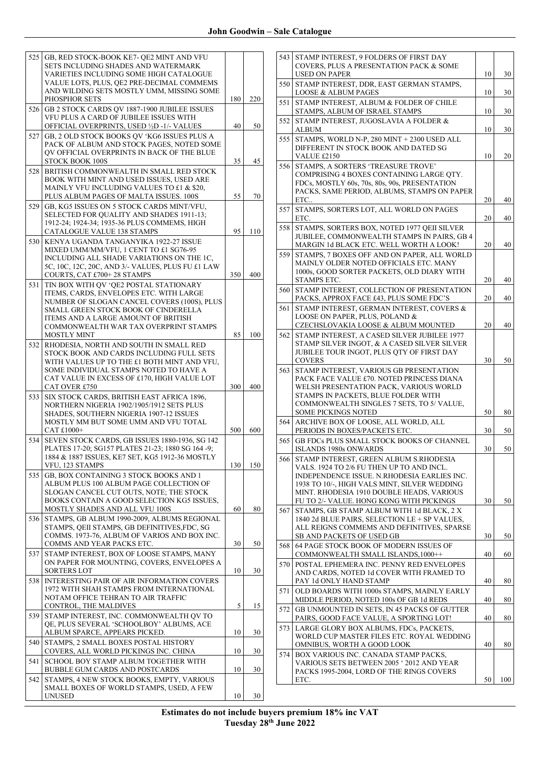| | | | |
|---|---|---|---|
| 525 | GB, RED STOCK-BOOK KE7- QE2 MINT AND VFU SETS INCLUDING SHADES AND WATERMARK VARIETIES INCLUDING SOME HIGH CATALOGUE VALUE LOTS, PLUS, QE2 PRE-DECIMAL COMMEMS AND WILDING SETS MOSTLY UMM, MISSING SOME PHOSPHOR SETS | 180 | 220 |
| 526 | GB 2 STOCK CARDS QV 1887-1900 JUBILEE ISSUES VFU PLUS A CARD OF JUBILEE ISSUES WITH OFFICIAL OVERPRINTS, USED ½D -1/- VALUES | 40 | 50 |
| 527 | GB, 2 OLD STOCK BOOKS QV 'KG6 ISSUES PLUS A PACK OF ALBUM AND STOCK PAGES, NOTED SOME QV OFFICIAL OVERPRINTS IN BACK OF THE BLUE STOCK BOOK 100S | 35 | 45 |
| 528 | BRITISH COMMONWEALTH IN SMALL RED STOCK BOOK WITH MINT AND USED ISSUES, USED ARE MAINLY VFU INCLUDING VALUES TO £1 & $20, PLUS ALBUM PAGES OF MALTA ISSUES. 100S | 55 | 70 |
| 529 | GB, KG5 ISSUES ON 5 STOCK CARDS MINT/VFU, SELECTED FOR QUALITY AND SHADES 1911-13; 1912-24; 1924-34; 1935-36 PLUS COMMEMS, HIGH CATALOGUE VALUE 138 STAMPS | 95 | 110 |
| 530 | KENYA UGANDA TANGANYIKA 1922-27 ISSUE MIXED UMM/MM/VFU, 1 CENT TO £1 SG76-95 INCLUDING ALL SHADE VARIATIONS ON THE 1C, 5C, 10C, 12C, 20C, AND 3/- VALUES, PLUS FU £1 LAW COURTS, CAT £700+ 28 STAMPS | 350 | 400 |
| 531 | TIN BOX WITH QV 'QE2 POSTAL STATIONARY ITEMS, CARDS, ENVELOPES ETC. WITH LARGE NUMBER OF SLOGAN CANCEL COVERS (100S), PLUS SMALL GREEN STOCK BOOK OF CINDERELLA ITEMS AND A LARGE AMOUNT OF BRITISH COMMONWEALTH WAR TAX OVERPRINT STAMPS MOSTLY MINT | 85 | 100 |
| 532 | RHODESIA, NORTH AND SOUTH IN SMALL RED STOCK BOOK AND CARDS INCLUDING FULL SETS WITH VALUES UP TO THE £1 BOTH MINT AND VFU, SOME INDIVIDUAL STAMPS NOTED TO HAVE A CAT VALUE IN EXCESS OF £170, HIGH VALUE LOT CAT OVER £750 | 300 | 400 |
| 533 | SIX STOCK CARDS, BRITISH EAST AFRICA 1896, NORTHERN NIGERIA 1902/1905/1912 SETS PLUS SHADES, SOUTHERN NIGERIA 1907-12 ISSUES MOSTLY MM BUT SOME UMM AND VFU TOTAL CAT £1000+ | 500 | 600 |
| 534 | SEVEN STOCK CARDS, GB ISSUES 1880-1936, SG 142 PLATES 17-20; SG157 PLATES 21-23; 1880 SG 164 -9; 1884 & 1887 ISSUES, KE7 SET, KG5 1912-36 MOSTLY VFU, 123 STAMPS | 130 | 150 |
| 535 | GB, BOX CONTAINING 3 STOCK BOOKS AND 1 ALBUM PLUS 100 ALBUM PAGE COLLECTION OF SLOGAN CANCEL CUT OUTS, NOTE; THE STOCK BOOKS CONTAIN A GOOD SELECTION KG5 ISSUES, MOSTLY SHADES AND ALL VFU 100S | 60 | 80 |
| 536 | STAMPS, GB ALBUM 1990-2009, ALBUMS REGIONAL STAMPS, QEII STAMPS, GB DEFINITIVES,FDC, SG COMMS. 1973-76, ALBUM OF VARIOS AND BOX INC. COMMS AND YEAR PACKS ETC. | 30 | 50 |
| 537 | STAMP INTEREST, BOX OF LOOSE STAMPS, MANY ON PAPER FOR MOUNTING, COVERS, ENVELOPES A SORTERS LOT | 10 | 30 |
| 538 | INTERESTING PAIR OF AIR INFORMATION COVERS 1972 WITH SHAH STAMPS FROM INTERNATIONAL NOTAM OFFICE TEHRAN TO AIR TRAFFIC CONTROL, THE MALDIVES | 5 | 15 |
| 539 | STAMP INTEREST, INC. COMMONWEALTH QV TO QE, PLUS SEVERAL 'SCHOOLBOY' ALBUMS, ACE ALBUM SPARCE, APPEARS PICKED. | 10 | 30 |
| 540 | STAMPS, 2 SMALL BOXES POSTAL HISTORY COVERS, ALL WORLD PICKINGS INC. CHINA | 10 | 30 |
| 541 | SCHOOL BOY STAMP ALBUM TOGETHER WITH BUBBLE GUM CARDS AND POSTCARDS | 10 | 30 |
| 542 | STAMPS, 4 NEW STOCK BOOKS, EMPTY, VARIOUS SMALL BOXES OF WORLD STAMPS, USED, A FEW UNUSED | 10 | 30 |
| 543 | STAMP INTEREST, 9 FOLDERS OF FIRST DAY COVERS, PLUS A PRESENTATION PACK & SOME USED ON PAPER | 10 | 30 |
| 550 | STAMP INTEREST, DDR, EAST GERMAN STAMPS, LOOSE & ALBUM PAGES | 10 | 30 |
| 551 | STAMP INTEREST, ALBUM & FOLDER OF CHILE STAMPS, ALBUM OF ISRAEL STAMPS | 10 | 30 |
| 552 | STAMP INTEREST, JUGOSLAVIA A FOLDER & ALBUM | 10 | 30 |
| 555 | STAMPS, WORLD N-P, 280 MINT + 2300 USED ALL DIFFERENT IN STOCK BOOK AND DATED SG VALUE £2150 | 10 | 20 |
| 556 | STAMPS, A SORTERS 'TREASURE TROVE' COMPRISING 4 BOXES CONTAINING LARGE QTY. FDCs, MOSTLY 60s, 70s, 80s, 90s, PRESENTATION PACKS, SAME PERIOD, ALBUMS, STAMPS ON PAPER ETC.. | 20 | 40 |
| 557 | STAMPS, SORTERS LOT, ALL WORLD ON PAGES ETC. | 20 | 40 |
| 558 | STAMPS, SORTERS BOX, NOTED 1977 QEII SILVER JUBILEE, COMMONWEALTH STAMPS IN PAIRS, GB 4 MARGIN 1d BLACK ETC. WELL WORTH A LOOK! | 20 | 40 |
| 559 | STAMPS, 7 BOXES OFF AND ON PAPER, ALL WORLD MAINLY OLDER NOTED OFFICIALS ETC. MANY 1000s, GOOD SORTER PACKETS, OLD DIARY WITH STAMPS ETC. | 20 | 40 |
| 560 | STAMP INTEREST, COLLECTION OF PRESENTATION PACKS, APPROX FACE £43, PLUS SOME FDC'S | 20 | 40 |
| 561 | STAMP INTEREST, GERMAN INTEREST, COVERS & LOOSE ON PAPER, PLUS, POLAND & CZECHSLOVAKIA LOOSE & ALBUM MOUNTED | 20 | 40 |
| 562 | STAMP INTEREST, A CASED SILVER JUBILEE 1977 STAMP SILVER INGOT, & A CASED SILVER SILVER JUBILEE TOUR INGOT, PLUS QTY OF FIRST DAY COVERS | 30 | 50 |
| 563 | STAMP INTEREST, VARIOUS GB PRESENTATION PACK FACE VALUE £70. NOTED PRINCESS DIANA WELSH PRESENTATION PACK, VARIOUS WORLD STAMPS IN PACKETS, BLUE FOLDER WITH COMMONWEALTH SINGLES 7 SETS, TO 5/ VALUE, SOME PICKINGS NOTED | 50 | 80 |
| 564 | ARCHIVE BOX OF LOOSE, ALL WORLD, ALL PERIODS IN BOXES/PACKETS ETC. | 30 | 50 |
| 565 | GB FDCs PLUS SMALL STOCK BOOKS OF CHANNEL ISLANDS 1980s ONWARDS | 30 | 50 |
| 566 | STAMP INTEREST, GREEN ALBUM S.RHODESIA VALS. 1924 TO 2/6 FU THEN UP TO AND INCL. INDEPENDENCE ISSUE. N.RHODESIA EARLIES INC. 1938 TO 10/-, HIGH VALS MINT, SILVER WEDDING MINT. RHODESIA 1910 DOUBLE HEADS, VARIOUS FU TO 2/- VALUE. HONG KONG WITH PICKINGS | 30 | 50 |
| 567 | STAMPS, GB STAMP ALBUM WITH 1d BLACK, 2 X 1840 2d BLUE PAIRS, SELECTION LE + SP VALUES, ALL REIGNS COMMEMS AND DEFINITIVES, SPARSE SB AND PACKETS OF USED GB | 30 | 50 |
| 568 | 64 PAGE STOCK BOOK OF MODERN ISSUES OF COMMONWEALTH SMALL ISLANDS,1000++ | 40 | 60 |
| 570 | POSTAL EPHEMERA INC. PENNY RED ENVELOPES AND CARDS, NOTED 1d COVER WITH FRAMED TO PAY 1d ONLY HAND STAMP | 40 | 80 |
| 571 | OLD BOARDS WITH 1000s STAMPS, MAINLY EARLY MIDDLE PERIOD, NOTED 100s OF GB 1d REDS | 40 | 80 |
| 572 | GB UNMOUNTED IN SETS, IN 45 PACKS OF GUTTER PAIRS, GOOD FACE VALUE, A SPORTING LOT! | 40 | 80 |
| 573 | LARGE GLORY BOX ALBUMS, FDCs, PACKETS, WORLD CUP MASTER FILES ETC. ROYAL WEDDING OMNIBUS, WORTH A GOOD LOOK | 40 | 80 |
| 574 | BOX VARIOUS INC. CANADA STAMP PACKS, VARIOUS SETS BETWEEN 2005 ' 2012 AND YEAR PACKS 1995-2004, LORD OF THE RINGS COVERS ETC. | 50 | 100 |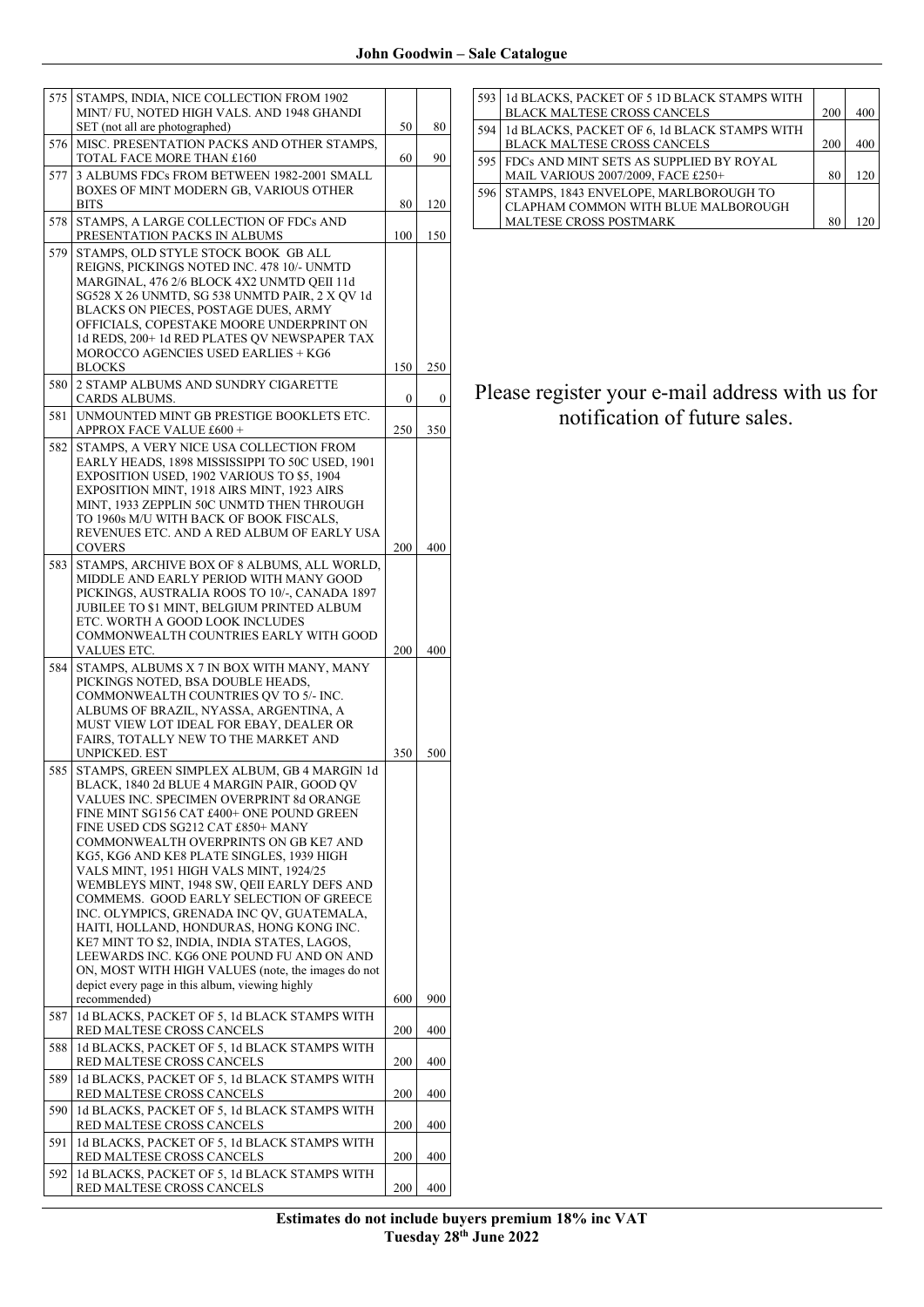| | | | |
|---|---|---|---|
| 575 | STAMPS, INDIA, NICE COLLECTION FROM 1902 MINT/ FU, NOTED HIGH VALS. AND 1948 GHANDI SET (not all are photographed) | 50 | 80 |
| 576 | MISC. PRESENTATION PACKS AND OTHER STAMPS, TOTAL FACE MORE THAN £160 | 60 | 90 |
| 577 | 3 ALBUMS FDCs FROM BETWEEN 1982-2001 SMALL BOXES OF MINT MODERN GB, VARIOUS OTHER BITS | 80 | 120 |
| 578 | STAMPS, A LARGE COLLECTION OF FDCs AND PRESENTATION PACKS IN ALBUMS | 100 | 150 |
| 579 | STAMPS, OLD STYLE STOCK BOOK GB ALL REIGNS, PICKINGS NOTED INC. 478 10/- UNMTD MARGINAL, 476 2/6 BLOCK 4X2 UNMTD QEII 11d SG528 X 26 UNMTD, SG 538 UNMTD PAIR, 2 X QV 1d BLACKS ON PIECES, POSTAGE DUES, ARMY OFFICIALS, COPESTAKE MOORE UNDERPRINT ON 1d REDS, 200+ 1d RED PLATES QV NEWSPAPER TAX MOROCCO AGENCIES USED EARLIES + KG6 BLOCKS | 150 | 250 |
| 580 | 2 STAMP ALBUMS AND SUNDRY CIGARETTE CARDS ALBUMS. | 0 | 0 |
| 581 | UNMOUNTED MINT GB PRESTIGE BOOKLETS ETC. APPROX FACE VALUE £600 + | 250 | 350 |
| 582 | STAMPS, A VERY NICE USA COLLECTION FROM EARLY HEADS, 1898 MISSISSIPPI TO 50C USED, 1901 EXPOSITION USED, 1902 VARIOUS TO $5, 1904 EXPOSITION MINT, 1918 AIRS MINT, 1923 AIRS MINT, 1933 ZEPPLIN 50C UNMTD THEN THROUGH TO 1960s M/U WITH BACK OF BOOK FISCALS, REVENUES ETC. AND A RED ALBUM OF EARLY USA COVERS | 200 | 400 |
| 583 | STAMPS, ARCHIVE BOX OF 8 ALBUMS, ALL WORLD, MIDDLE AND EARLY PERIOD WITH MANY GOOD PICKINGS, AUSTRALIA ROOS TO 10/-, CANADA 1897 JUBILEE TO $1 MINT, BELGIUM PRINTED ALBUM ETC. WORTH A GOOD LOOK INCLUDES COMMONWEALTH COUNTRIES EARLY WITH GOOD VALUES ETC. | 200 | 400 |
| 584 | STAMPS, ALBUMS X 7 IN BOX WITH MANY, MANY PICKINGS NOTED, BSA DOUBLE HEADS, COMMONWEALTH COUNTRIES QV TO 5/- INC. ALBUMS OF BRAZIL, NYASSA, ARGENTINA, A MUST VIEW LOT IDEAL FOR EBAY, DEALER OR FAIRS, TOTALLY NEW TO THE MARKET AND UNPICKED. EST | 350 | 500 |
| 585 | STAMPS, GREEN SIMPLEX ALBUM, GB 4 MARGIN 1d BLACK, 1840 2d BLUE 4 MARGIN PAIR, GOOD QV VALUES INC. SPECIMEN OVERPRINT 8d ORANGE FINE MINT SG156 CAT £400+ ONE POUND GREEN FINE USED CDS SG212 CAT £850+ MANY COMMONWEALTH OVERPRINTS ON GB KE7 AND KG5, KG6 AND KE8 PLATE SINGLES, 1939 HIGH VALS MINT, 1951 HIGH VALS MINT, 1924/25 WEMBLEYS MINT, 1948 SW, QEII EARLY DEFS AND COMMEMS. GOOD EARLY SELECTION OF GREECE INC. OLYMPICS, GRENADA INC QV, GUATEMALA, HAITI, HOLLAND, HONDURAS, HONG KONG INC. KE7 MINT TO $2, INDIA, INDIA STATES, LAGOS, LEEWARDS INC. KG6 ONE POUND FU AND ON AND ON, MOST WITH HIGH VALUES (note, the images do not depict every page in this album, viewing highly recommended) | 600 | 900 |
| 587 | 1d BLACKS, PACKET OF 5, 1d BLACK STAMPS WITH RED MALTESE CROSS CANCELS | 200 | 400 |
| 588 | 1d BLACKS, PACKET OF 5, 1d BLACK STAMPS WITH RED MALTESE CROSS CANCELS | 200 | 400 |
| 589 | 1d BLACKS, PACKET OF 5, 1d BLACK STAMPS WITH RED MALTESE CROSS CANCELS | 200 | 400 |
| 590 | 1d BLACKS, PACKET OF 5, 1d BLACK STAMPS WITH RED MALTESE CROSS CANCELS | 200 | 400 |
| 591 | 1d BLACKS, PACKET OF 5, 1d BLACK STAMPS WITH RED MALTESE CROSS CANCELS | 200 | 400 |
| 592 | 1d BLACKS, PACKET OF 5, 1d BLACK STAMPS WITH RED MALTESE CROSS CANCELS | 200 | 400 |
| 593 | 1d BLACKS, PACKET OF 5 1D BLACK STAMPS WITH BLACK MALTESE CROSS CANCELS | 200 | 400 |
| 594 | 1d BLACKS, PACKET OF 6, 1d BLACK STAMPS WITH BLACK MALTESE CROSS CANCELS | 200 | 400 |
| 595 | FDCs AND MINT SETS AS SUPPLIED BY ROYAL MAIL VARIOUS 2007/2009, FACE £250+ | 80 | 120 |
| 596 | STAMPS, 1843 ENVELOPE, MARLBOROUGH TO CLAPHAM COMMON WITH BLUE MALBOROUGH MALTESE CROSS POSTMARK | 80 | 120 |

Please register your e-mail address with us for notification of future sales.

**Estimates do not include buyers premium 18% inc VAT**
**Tuesday 28th June 2022**